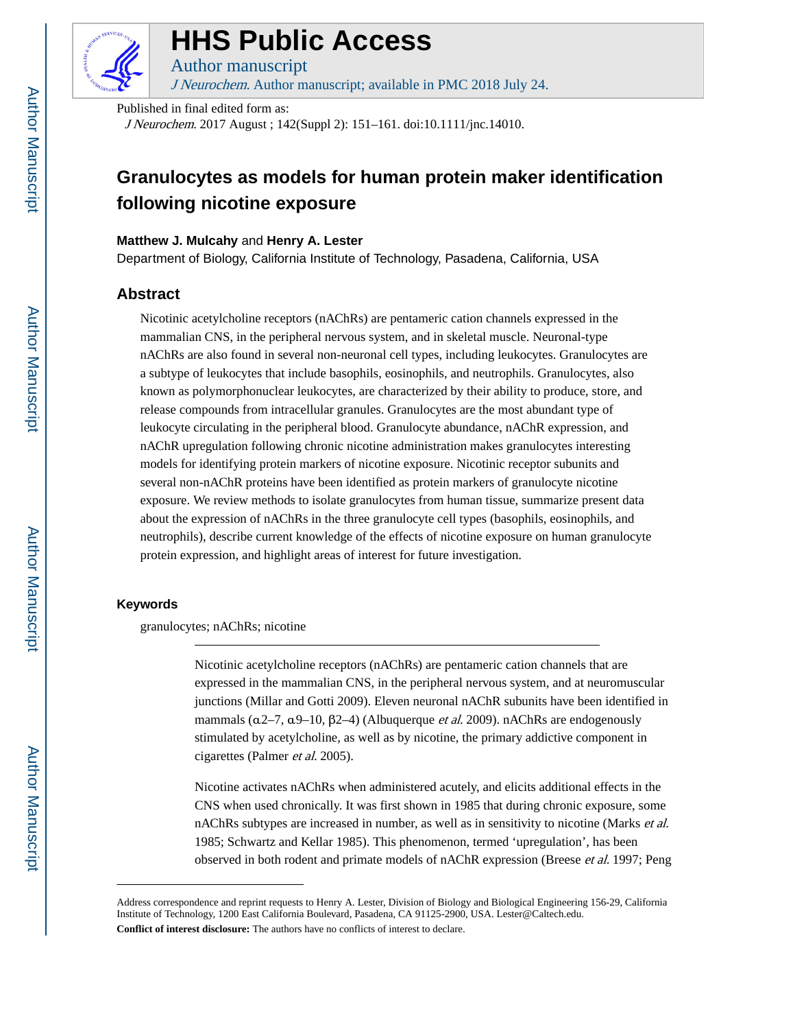# Granulocytes as models for human protein maker identification following nicotine exposure

**Matthew J. Mulcahy** and **Henry A. Lester**

Department of Biology, California Institute of Technology, Pasadena, California, USA

## Abstract

Nicotinic acetylcholine receptors (nAChRs) are pentameric cation channels expressed in the mammalian CNS, in the peripheral nervous system, and in skeletal muscle. Neuronal-type nAChRs are also found in several non-neuronal cell types, including leukocytes. Granulocytes are a subtype of leukocytes that include basophils, eosinophils, and neutrophils. Granulocytes, also known as polymorphonuclear leukocytes, are characterized by their ability to produce, store, and release compounds from intracellular granules. Granulocytes are the most abundant type of leukocyte circulating in the peripheral blood. Granulocyte abundance, nAChR expression, and nAChR upregulation following chronic nicotine administration makes granulocytes interesting models for identifying protein markers of nicotine exposure. Nicotinic receptor subunits and several non-nAChR proteins have been identified as protein markers of granulocyte nicotine exposure. We review methods to isolate granulocytes from human tissue, summarize present data about the expression of nAChRs in the three granulocyte cell types (basophils, eosinophils, and neutrophils), describe current knowledge of the effects of nicotine exposure on human granulocyte protein expression, and highlight areas of interest for future investigation.

### Keywords

granulocytes; nAChRs; nicotine

---

Nicotinic acetylcholine receptors (nAChRs) are pentameric cation channels that are expressed in the mammalian CNS, in the peripheral nervous system, and at neuromuscular junctions (Millar and Gotti 2009). Eleven neuronal nAChR subunits have been identified in mammals ($\alpha$2–7, $\alpha$9–10, $\beta$2–4) (Albuquerque *et al.* 2009). nAChRs are endogenously stimulated by acetylcholine, as well as by nicotine, the primary addictive component in cigarettes (Palmer *et al.* 2005).

Nicotine activates nAChRs when administered acutely, and elicits additional effects in the CNS when used chronically. It was first shown in 1985 that during chronic exposure, some nAChRs subtypes are increased in number, as well as in sensitivity to nicotine (Marks *et al.* 1985; Schwartz and Kellar 1985). This phenomenon, termed 'upregulation', has been observed in both rodent and primate models of nAChR expression (Breese *et al.* 1997; Peng

---

Address correspondence and reprint requests to Henry A. Lester, Division of Biology and Biological Engineering 156-29, California Institute of Technology, 1200 East California Boulevard, Pasadena, CA 91125-2900, USA. Lester@Caltech.edu.

**Conflict of interest disclosure:** The authors have no conflicts of interest to declare.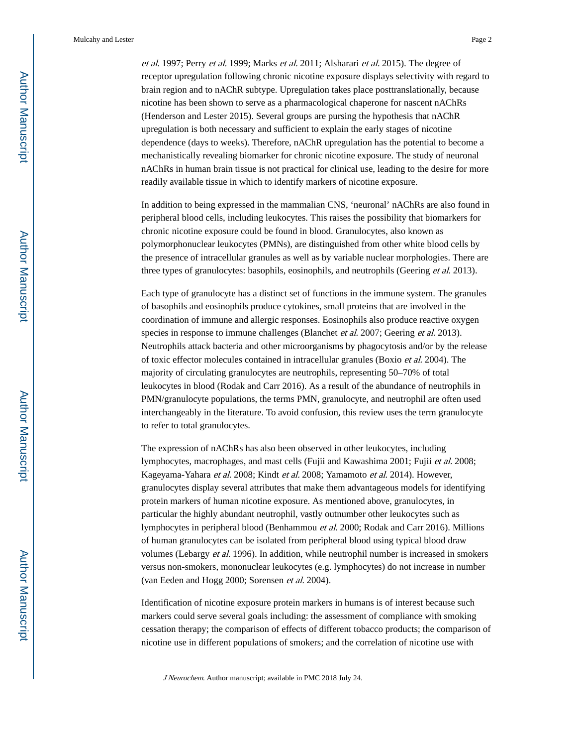*et al.* 1997; Perry *et al.* 1999; Marks *et al.* 2011; Alsharari *et al.* 2015). The degree of receptor upregulation following chronic nicotine exposure displays selectivity with regard to brain region and to nAChR subtype. Upregulation takes place posttranslationally, because nicotine has been shown to serve as a pharmacological chaperone for nascent nAChRs (Henderson and Lester 2015). Several groups are pursing the hypothesis that nAChR upregulation is both necessary and sufficient to explain the early stages of nicotine dependence (days to weeks). Therefore, nAChR upregulation has the potential to become a mechanistically revealing biomarker for chronic nicotine exposure. The study of neuronal nAChRs in human brain tissue is not practical for clinical use, leading to the desire for more readily available tissue in which to identify markers of nicotine exposure.

In addition to being expressed in the mammalian CNS, 'neuronal' nAChRs are also found in peripheral blood cells, including leukocytes. This raises the possibility that biomarkers for chronic nicotine exposure could be found in blood. Granulocytes, also known as polymorphonuclear leukocytes (PMNs), are distinguished from other white blood cells by the presence of intracellular granules as well as by variable nuclear morphologies. There are three types of granulocytes: basophils, eosinophils, and neutrophils (Geering *et al.* 2013).

Each type of granulocyte has a distinct set of functions in the immune system. The granules of basophils and eosinophils produce cytokines, small proteins that are involved in the coordination of immune and allergic responses. Eosinophils also produce reactive oxygen species in response to immune challenges (Blanchet *et al.* 2007; Geering *et al.* 2013). Neutrophils attack bacteria and other microorganisms by phagocytosis and/or by the release of toxic effector molecules contained in intracellular granules (Boxio *et al.* 2004). The majority of circulating granulocytes are neutrophils, representing 50–70% of total leukocytes in blood (Rodak and Carr 2016). As a result of the abundance of neutrophils in PMN/granulocyte populations, the terms PMN, granulocyte, and neutrophil are often used interchangeably in the literature. To avoid confusion, this review uses the term granulocyte to refer to total granulocytes.

The expression of nAChRs has also been observed in other leukocytes, including lymphocytes, macrophages, and mast cells (Fujii and Kawashima 2001; Fujii *et al.* 2008; Kageyama-Yahara *et al.* 2008; Kindt *et al.* 2008; Yamamoto *et al.* 2014). However, granulocytes display several attributes that make them advantageous models for identifying protein markers of human nicotine exposure. As mentioned above, granulocytes, in particular the highly abundant neutrophil, vastly outnumber other leukocytes such as lymphocytes in peripheral blood (Benhammou *et al.* 2000; Rodak and Carr 2016). Millions of human granulocytes can be isolated from peripheral blood using typical blood draw volumes (Lebargy *et al.* 1996). In addition, while neutrophil number is increased in smokers versus non-smokers, mononuclear leukocytes (e.g. lymphocytes) do not increase in number (van Eeden and Hogg 2000; Sorensen *et al.* 2004).

Identification of nicotine exposure protein markers in humans is of interest because such markers could serve several goals including: the assessment of compliance with smoking cessation therapy; the comparison of effects of different tobacco products; the comparison of nicotine use in different populations of smokers; and the correlation of nicotine use with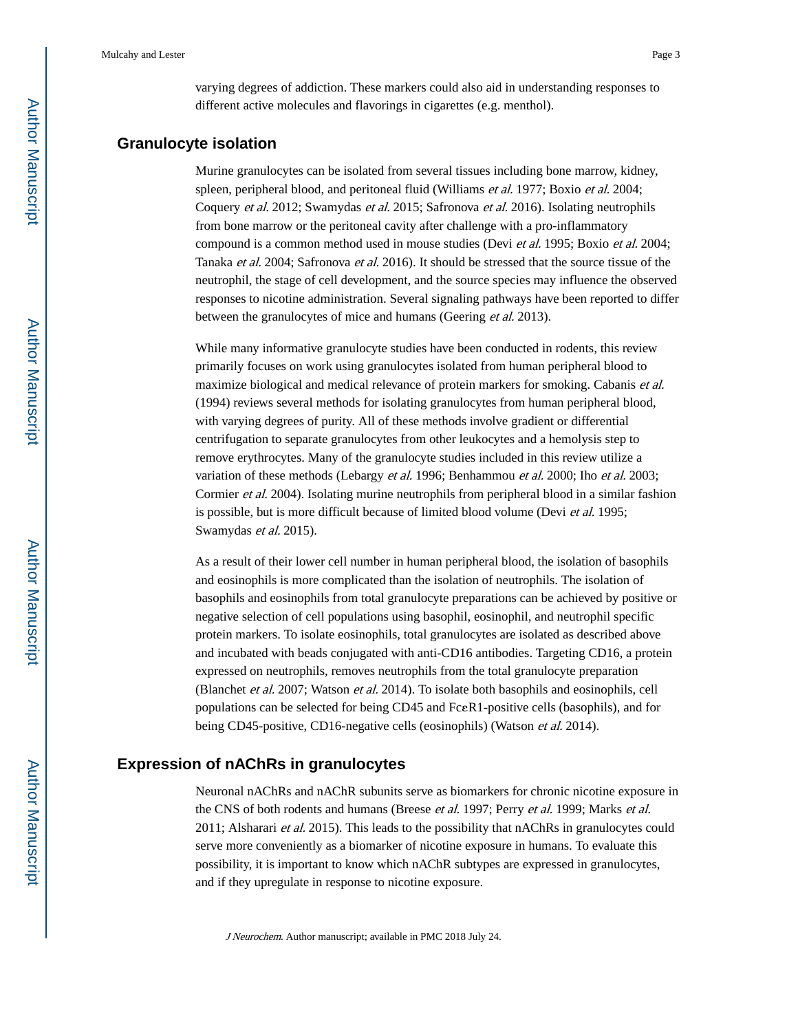varying degrees of addiction. These markers could also aid in understanding responses to different active molecules and flavorings in cigarettes (e.g. menthol).

## Granulocyte isolation

Murine granulocytes can be isolated from several tissues including bone marrow, kidney, spleen, peripheral blood, and peritoneal fluid (Williams *et al.* 1977; Boxio *et al.* 2004; Coquery *et al.* 2012; Swamydas *et al.* 2015; Safronova *et al.* 2016). Isolating neutrophils from bone marrow or the peritoneal cavity after challenge with a pro-inflammatory compound is a common method used in mouse studies (Devi *et al.* 1995; Boxio *et al.* 2004; Tanaka *et al.* 2004; Safronova *et al.* 2016). It should be stressed that the source tissue of the neutrophil, the stage of cell development, and the source species may influence the observed responses to nicotine administration. Several signaling pathways have been reported to differ between the granulocytes of mice and humans (Geering *et al.* 2013).

While many informative granulocyte studies have been conducted in rodents, this review primarily focuses on work using granulocytes isolated from human peripheral blood to maximize biological and medical relevance of protein markers for smoking. Cabanis *et al.* (1994) reviews several methods for isolating granulocytes from human peripheral blood, with varying degrees of purity. All of these methods involve gradient or differential centrifugation to separate granulocytes from other leukocytes and a hemolysis step to remove erythrocytes. Many of the granulocyte studies included in this review utilize a variation of these methods (Lebargy *et al.* 1996; Benhammou *et al.* 2000; Iho *et al.* 2003; Cormier *et al.* 2004). Isolating murine neutrophils from peripheral blood in a similar fashion is possible, but is more difficult because of limited blood volume (Devi *et al.* 1995; Swamydas *et al.* 2015).

As a result of their lower cell number in human peripheral blood, the isolation of basophils and eosinophils is more complicated than the isolation of neutrophils. The isolation of basophils and eosinophils from total granulocyte preparations can be achieved by positive or negative selection of cell populations using basophil, eosinophil, and neutrophil specific protein markers. To isolate eosinophils, total granulocytes are isolated as described above and incubated with beads conjugated with anti-CD16 antibodies. Targeting CD16, a protein expressed on neutrophils, removes neutrophils from the total granulocyte preparation (Blanchet *et al.* 2007; Watson *et al.* 2014). To isolate both basophils and eosinophils, cell populations can be selected for being CD45 and FcεR1-positive cells (basophils), and for being CD45-positive, CD16-negative cells (eosinophils) (Watson *et al.* 2014).

## Expression of nAChRs in granulocytes

Neuronal nAChRs and nAChR subunits serve as biomarkers for chronic nicotine exposure in the CNS of both rodents and humans (Breese *et al.* 1997; Perry *et al.* 1999; Marks *et al.* 2011; Alsharari *et al.* 2015). This leads to the possibility that nAChRs in granulocytes could serve more conveniently as a biomarker of nicotine exposure in humans. To evaluate this possibility, it is important to know which nAChR subtypes are expressed in granulocytes, and if they upregulate in response to nicotine exposure.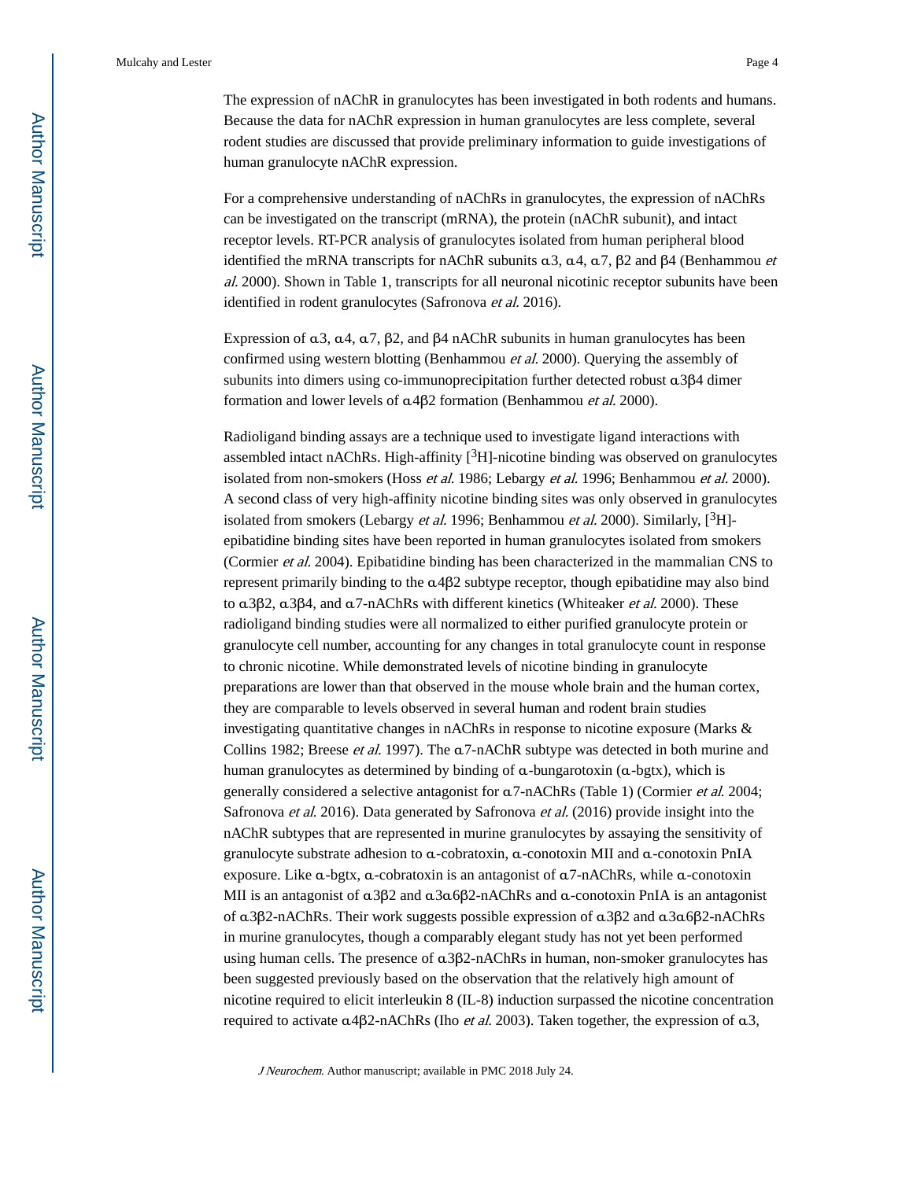The expression of nAChR in granulocytes has been investigated in both rodents and humans. Because the data for nAChR expression in human granulocytes are less complete, several rodent studies are discussed that provide preliminary information to guide investigations of human granulocyte nAChR expression.

For a comprehensive understanding of nAChRs in granulocytes, the expression of nAChRs can be investigated on the transcript (mRNA), the protein (nAChR subunit), and intact receptor levels. RT-PCR analysis of granulocytes isolated from human peripheral blood identified the mRNA transcripts for nAChR subunits α3, α4, α7, β2 and β4 (Benhammou *et al.* 2000). Shown in Table 1, transcripts for all neuronal nicotinic receptor subunits have been identified in rodent granulocytes (Safronova *et al.* 2016).

Expression of α3, α4, α7, β2, and β4 nAChR subunits in human granulocytes has been confirmed using western blotting (Benhammou *et al.* 2000). Querying the assembly of subunits into dimers using co-immunoprecipitation further detected robust α3β4 dimer formation and lower levels of α4β2 formation (Benhammou *et al.* 2000).

Radioligand binding assays are a technique used to investigate ligand interactions with assembled intact nAChRs. High-affinity [$^3$H]-nicotine binding was observed on granulocytes isolated from non-smokers (Hoss *et al.* 1986; Lebargy *et al.* 1996; Benhammou *et al.* 2000). A second class of very high-affinity nicotine binding sites was only observed in granulocytes isolated from smokers (Lebargy *et al.* 1996; Benhammou *et al.* 2000). Similarly, [$^3$H]-epibatidine binding sites have been reported in human granulocytes isolated from smokers (Cormier *et al.* 2004). Epibatidine binding has been characterized in the mammalian CNS to represent primarily binding to the α4β2 subtype receptor, though epibatidine may also bind to α3β2, α3β4, and α7-nAChRs with different kinetics (Whiteaker *et al.* 2000). These radioligand binding studies were all normalized to either purified granulocyte protein or granulocyte cell number, accounting for any changes in total granulocyte count in response to chronic nicotine. While demonstrated levels of nicotine binding in granulocyte preparations are lower than that observed in the mouse whole brain and the human cortex, they are comparable to levels observed in several human and rodent brain studies investigating quantitative changes in nAChRs in response to nicotine exposure (Marks & Collins 1982; Breese *et al.* 1997). The α7-nAChR subtype was detected in both murine and human granulocytes as determined by binding of α-bungarotoxin (α-bgtx), which is generally considered a selective antagonist for α7-nAChRs (Table 1) (Cormier *et al.* 2004; Safronova *et al.* 2016). Data generated by Safronova *et al.* (2016) provide insight into the nAChR subtypes that are represented in murine granulocytes by assaying the sensitivity of granulocyte substrate adhesion to α-cobratoxin, α-conotoxin MII and α-conotoxin PnIA exposure. Like α-bgtx, α-cobratoxin is an antagonist of α7-nAChRs, while α-conotoxin MII is an antagonist of α3β2 and α3α6β2-nAChRs and α-conotoxin PnIA is an antagonist of α3β2-nAChRs. Their work suggests possible expression of α3β2 and α3α6β2-nAChRs in murine granulocytes, though a comparably elegant study has not yet been performed using human cells. The presence of α3β2-nAChRs in human, non-smoker granulocytes has been suggested previously based on the observation that the relatively high amount of nicotine required to elicit interleukin 8 (IL-8) induction surpassed the nicotine concentration required to activate α4β2-nAChRs (Iho *et al.* 2003). Taken together, the expression of α3,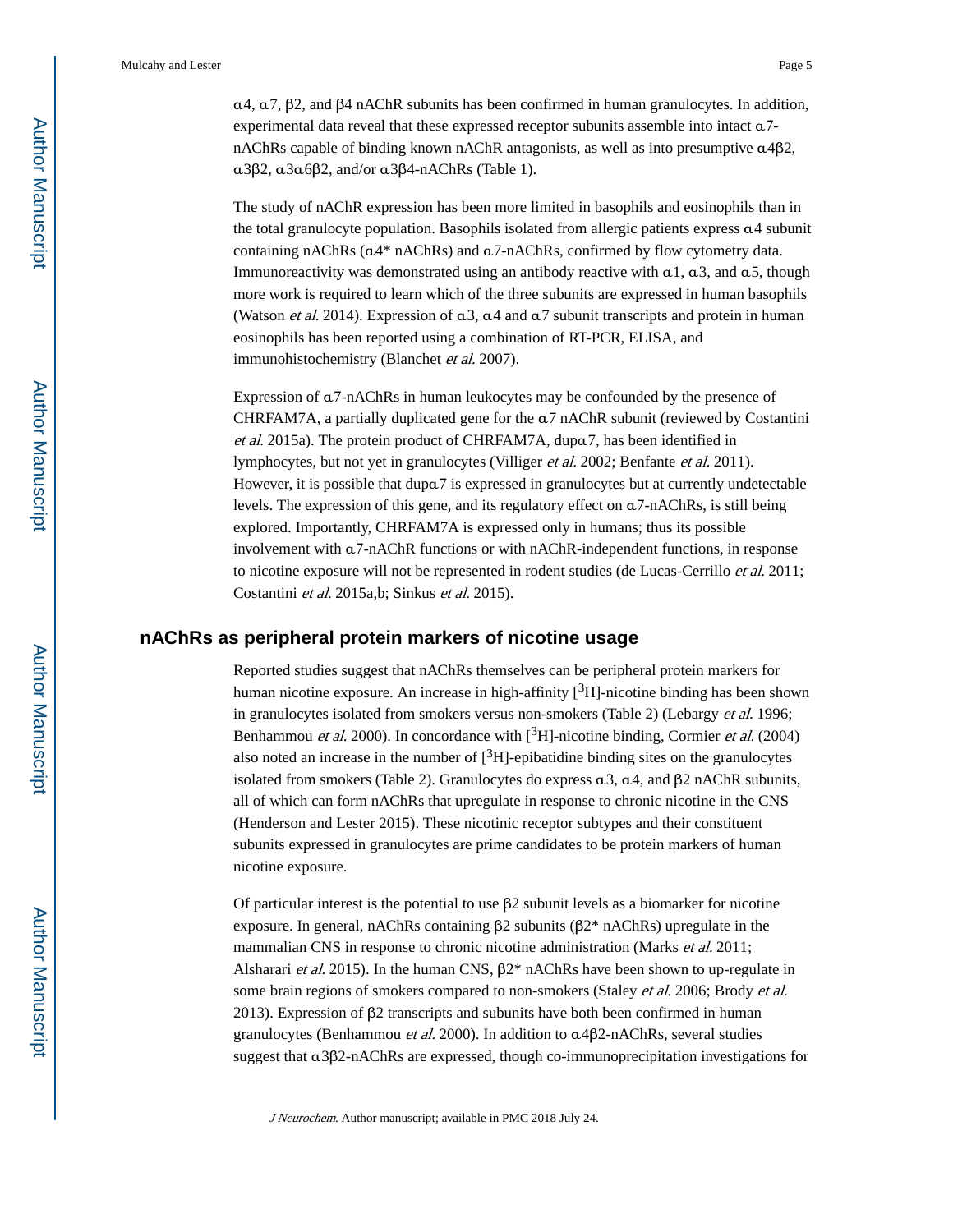α4, α7, β2, and β4 nAChR subunits has been confirmed in human granulocytes. In addition, experimental data reveal that these expressed receptor subunits assemble into intact α7-nAChRs capable of binding known nAChR antagonists, as well as into presumptive α4β2, α3β2, α3α6β2, and/or α3β4-nAChRs (Table 1).

The study of nAChR expression has been more limited in basophils and eosinophils than in the total granulocyte population. Basophils isolated from allergic patients express α4 subunit containing nAChRs (α4* nAChRs) and α7-nAChRs, confirmed by flow cytometry data. Immunoreactivity was demonstrated using an antibody reactive with α1, α3, and α5, though more work is required to learn which of the three subunits are expressed in human basophils (Watson *et al.* 2014). Expression of α3, α4 and α7 subunit transcripts and protein in human eosinophils has been reported using a combination of RT-PCR, ELISA, and immunohistochemistry (Blanchet *et al.* 2007).

Expression of α7-nAChRs in human leukocytes may be confounded by the presence of CHRFAM7A, a partially duplicated gene for the α7 nAChR subunit (reviewed by Costantini *et al.* 2015a). The protein product of CHRFAM7A, dupα7, has been identified in lymphocytes, but not yet in granulocytes (Villiger *et al.* 2002; Benfante *et al.* 2011). However, it is possible that dupα7 is expressed in granulocytes but at currently undetectable levels. The expression of this gene, and its regulatory effect on α7-nAChRs, is still being explored. Importantly, CHRFAM7A is expressed only in humans; thus its possible involvement with α7-nAChR functions or with nAChR-independent functions, in response to nicotine exposure will not be represented in rodent studies (de Lucas-Cerrillo *et al.* 2011; Costantini *et al.* 2015a,b; Sinkus *et al.* 2015).

## nAChRs as peripheral protein markers of nicotine usage

Reported studies suggest that nAChRs themselves can be peripheral protein markers for human nicotine exposure. An increase in high-affinity [$^{3}$H]-nicotine binding has been shown in granulocytes isolated from smokers versus non-smokers (Table 2) (Lebargy *et al.* 1996; Benhammou *et al.* 2000). In concordance with [$^{3}$H]-nicotine binding, Cormier *et al.* (2004) also noted an increase in the number of [$^{3}$H]-epibatidine binding sites on the granulocytes isolated from smokers (Table 2). Granulocytes do express α3, α4, and β2 nAChR subunits, all of which can form nAChRs that upregulate in response to chronic nicotine in the CNS (Henderson and Lester 2015). These nicotinic receptor subtypes and their constituent subunits expressed in granulocytes are prime candidates to be protein markers of human nicotine exposure.

Of particular interest is the potential to use β2 subunit levels as a biomarker for nicotine exposure. In general, nAChRs containing β2 subunits (β2* nAChRs) upregulate in the mammalian CNS in response to chronic nicotine administration (Marks *et al.* 2011; Alsharari *et al.* 2015). In the human CNS, β2* nAChRs have been shown to up-regulate in some brain regions of smokers compared to non-smokers (Staley *et al.* 2006; Brody *et al.* 2013). Expression of β2 transcripts and subunits have both been confirmed in human granulocytes (Benhammou *et al.* 2000). In addition to α4β2-nAChRs, several studies suggest that α3β2-nAChRs are expressed, though co-immunoprecipitation investigations for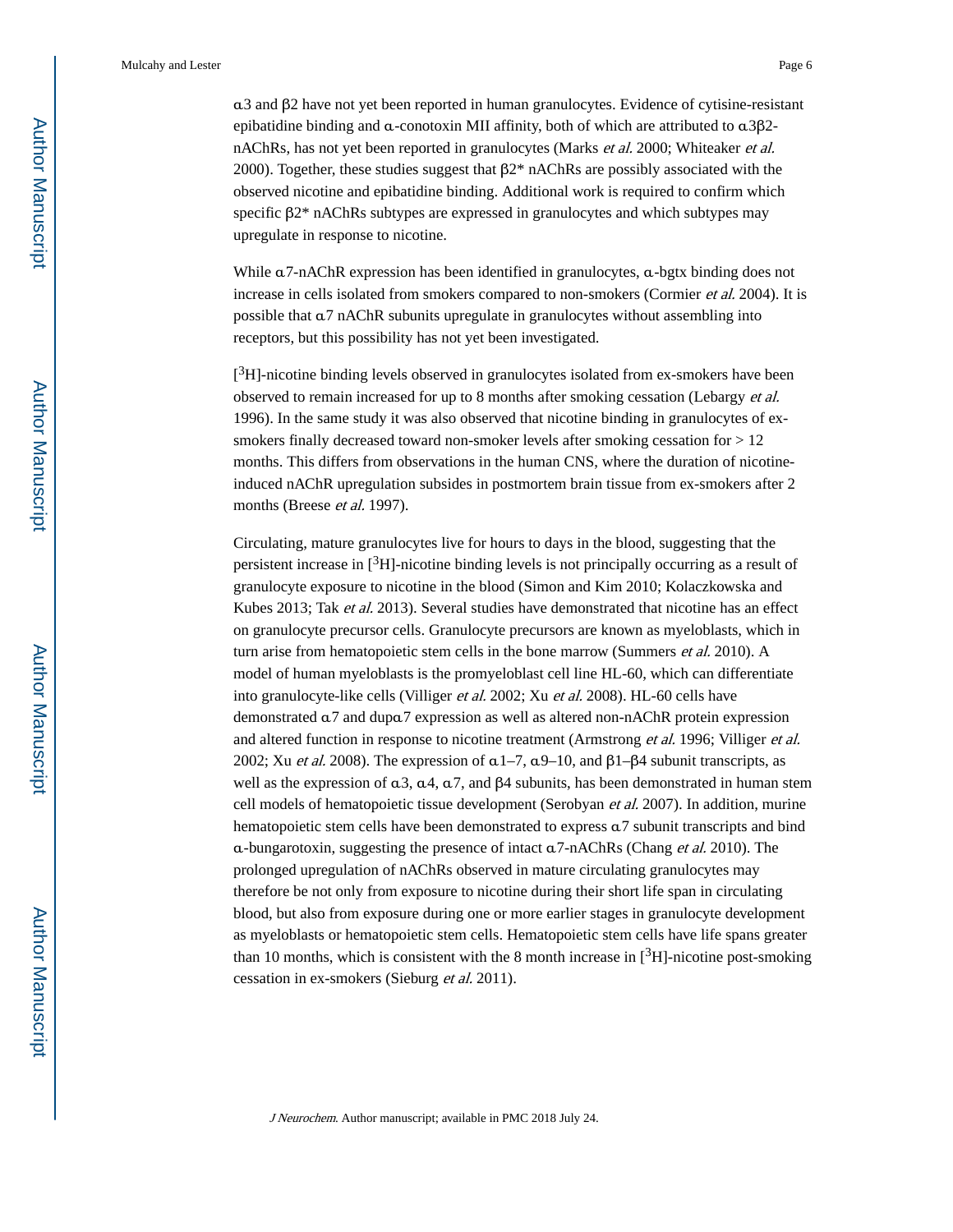α3 and β2 have not yet been reported in human granulocytes. Evidence of cytisine-resistant epibatidine binding and α-conotoxin MII affinity, both of which are attributed to α3β2-nAChRs, has not yet been reported in granulocytes (Marks *et al.* 2000; Whiteaker *et al.* 2000). Together, these studies suggest that β2* nAChRs are possibly associated with the observed nicotine and epibatidine binding. Additional work is required to confirm which specific β2* nAChRs subtypes are expressed in granulocytes and which subtypes may upregulate in response to nicotine.

While α7-nAChR expression has been identified in granulocytes, α-bgtx binding does not increase in cells isolated from smokers compared to non-smokers (Cormier *et al.* 2004). It is possible that α7 nAChR subunits upregulate in granulocytes without assembling into receptors, but this possibility has not yet been investigated.

[$^3$H]-nicotine binding levels observed in granulocytes isolated from ex-smokers have been observed to remain increased for up to 8 months after smoking cessation (Lebargy *et al.* 1996). In the same study it was also observed that nicotine binding in granulocytes of ex-smokers finally decreased toward non-smoker levels after smoking cessation for > 12 months. This differs from observations in the human CNS, where the duration of nicotine-induced nAChR upregulation subsides in postmortem brain tissue from ex-smokers after 2 months (Breese *et al.* 1997).

Circulating, mature granulocytes live for hours to days in the blood, suggesting that the persistent increase in [$^3$H]-nicotine binding levels is not principally occurring as a result of granulocyte exposure to nicotine in the blood (Simon and Kim 2010; Kolaczkowska and Kubes 2013; Tak *et al.* 2013). Several studies have demonstrated that nicotine has an effect on granulocyte precursor cells. Granulocyte precursors are known as myeloblasts, which in turn arise from hematopoietic stem cells in the bone marrow (Summers *et al.* 2010). A model of human myeloblasts is the promyeloblast cell line HL-60, which can differentiate into granulocyte-like cells (Villiger *et al.* 2002; Xu *et al.* 2008). HL-60 cells have demonstrated α7 and dupα7 expression as well as altered non-nAChR protein expression and altered function in response to nicotine treatment (Armstrong *et al.* 1996; Villiger *et al.* 2002; Xu *et al.* 2008). The expression of α1–7, α9–10, and β1–β4 subunit transcripts, as well as the expression of α3, α4, α7, and β4 subunits, has been demonstrated in human stem cell models of hematopoietic tissue development (Serobyan *et al.* 2007). In addition, murine hematopoietic stem cells have been demonstrated to express α7 subunit transcripts and bind α-bungarotoxin, suggesting the presence of intact α7-nAChRs (Chang *et al.* 2010). The prolonged upregulation of nAChRs observed in mature circulating granulocytes may therefore be not only from exposure to nicotine during their short life span in circulating blood, but also from exposure during one or more earlier stages in granulocyte development as myeloblasts or hematopoietic stem cells. Hematopoietic stem cells have life spans greater than 10 months, which is consistent with the 8 month increase in [$^3$H]-nicotine post-smoking cessation in ex-smokers (Sieburg *et al.* 2011).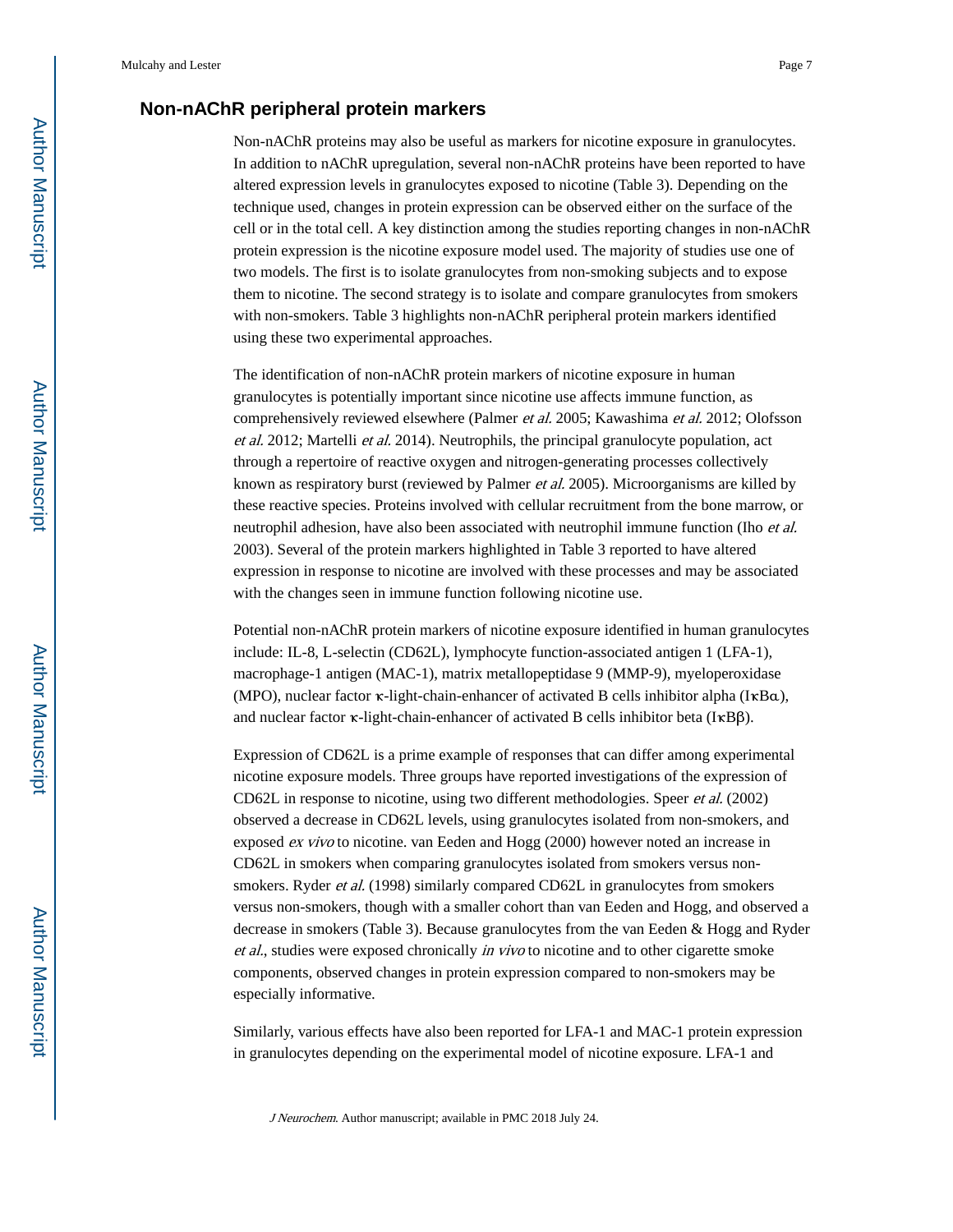## Non-nAChR peripheral protein markers

Non-nAChR proteins may also be useful as markers for nicotine exposure in granulocytes. In addition to nAChR upregulation, several non-nAChR proteins have been reported to have altered expression levels in granulocytes exposed to nicotine (Table 3). Depending on the technique used, changes in protein expression can be observed either on the surface of the cell or in the total cell. A key distinction among the studies reporting changes in non-nAChR protein expression is the nicotine exposure model used. The majority of studies use one of two models. The first is to isolate granulocytes from non-smoking subjects and to expose them to nicotine. The second strategy is to isolate and compare granulocytes from smokers with non-smokers. Table 3 highlights non-nAChR peripheral protein markers identified using these two experimental approaches.

The identification of non-nAChR protein markers of nicotine exposure in human granulocytes is potentially important since nicotine use affects immune function, as comprehensively reviewed elsewhere (Palmer *et al.* 2005; Kawashima *et al.* 2012; Olofsson *et al.* 2012; Martelli *et al.* 2014). Neutrophils, the principal granulocyte population, act through a repertoire of reactive oxygen and nitrogen-generating processes collectively known as respiratory burst (reviewed by Palmer *et al.* 2005). Microorganisms are killed by these reactive species. Proteins involved with cellular recruitment from the bone marrow, or neutrophil adhesion, have also been associated with neutrophil immune function (Iho *et al.* 2003). Several of the protein markers highlighted in Table 3 reported to have altered expression in response to nicotine are involved with these processes and may be associated with the changes seen in immune function following nicotine use.

Potential non-nAChR protein markers of nicotine exposure identified in human granulocytes include: IL-8, L-selectin (CD62L), lymphocyte function-associated antigen 1 (LFA-1), macrophage-1 antigen (MAC-1), matrix metallopeptidase 9 (MMP-9), myeloperoxidase (MPO), nuclear factor κ-light-chain-enhancer of activated B cells inhibitor alpha (IκBα), and nuclear factor κ-light-chain-enhancer of activated B cells inhibitor beta (IκBβ).

Expression of CD62L is a prime example of responses that can differ among experimental nicotine exposure models. Three groups have reported investigations of the expression of CD62L in response to nicotine, using two different methodologies. Speer *et al.* (2002) observed a decrease in CD62L levels, using granulocytes isolated from non-smokers, and exposed *ex vivo* to nicotine. van Eeden and Hogg (2000) however noted an increase in CD62L in smokers when comparing granulocytes isolated from smokers versus non-smokers. Ryder *et al.* (1998) similarly compared CD62L in granulocytes from smokers versus non-smokers, though with a smaller cohort than van Eeden and Hogg, and observed a decrease in smokers (Table 3). Because granulocytes from the van Eeden & Hogg and Ryder *et al.*, studies were exposed chronically *in vivo* to nicotine and to other cigarette smoke components, observed changes in protein expression compared to non-smokers may be especially informative.

Similarly, various effects have also been reported for LFA-1 and MAC-1 protein expression in granulocytes depending on the experimental model of nicotine exposure. LFA-1 and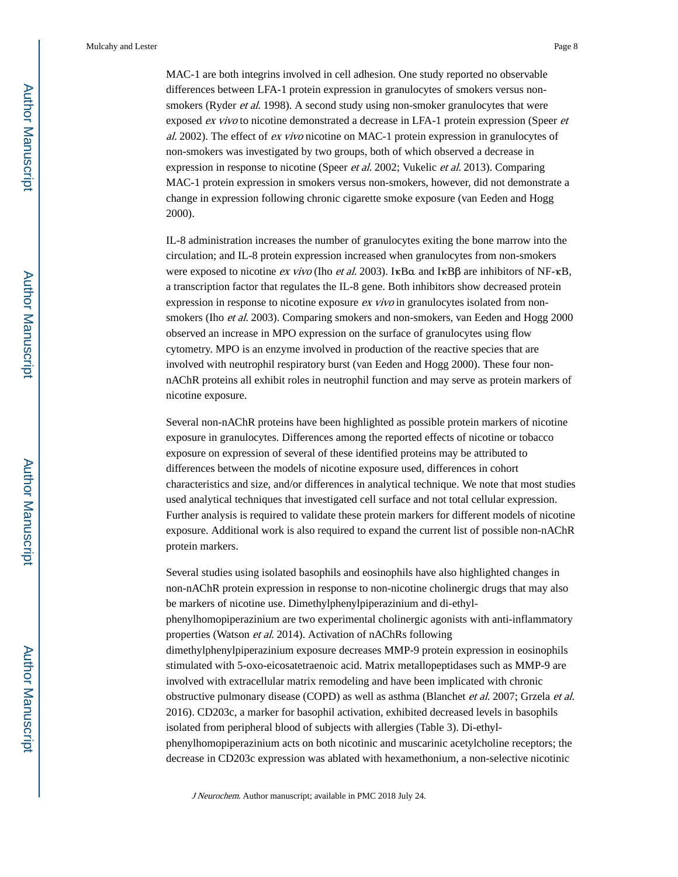MAC-1 are both integrins involved in cell adhesion. One study reported no observable differences between LFA-1 protein expression in granulocytes of smokers versus non-smokers (Ryder *et al.* 1998). A second study using non-smoker granulocytes that were exposed *ex vivo* to nicotine demonstrated a decrease in LFA-1 protein expression (Speer *et al.* 2002). The effect of *ex vivo* nicotine on MAC-1 protein expression in granulocytes of non-smokers was investigated by two groups, both of which observed a decrease in expression in response to nicotine (Speer *et al.* 2002; Vukelic *et al.* 2013). Comparing MAC-1 protein expression in smokers versus non-smokers, however, did not demonstrate a change in expression following chronic cigarette smoke exposure (van Eeden and Hogg 2000).

IL-8 administration increases the number of granulocytes exiting the bone marrow into the circulation; and IL-8 protein expression increased when granulocytes from non-smokers were exposed to nicotine *ex vivo* (Iho *et al.* 2003). IκBα and IκBβ are inhibitors of NF-κB, a transcription factor that regulates the IL-8 gene. Both inhibitors show decreased protein expression in response to nicotine exposure *ex vivo* in granulocytes isolated from non-smokers (Iho *et al.* 2003). Comparing smokers and non-smokers, van Eeden and Hogg 2000 observed an increase in MPO expression on the surface of granulocytes using flow cytometry. MPO is an enzyme involved in production of the reactive species that are involved with neutrophil respiratory burst (van Eeden and Hogg 2000). These four non-nAChR proteins all exhibit roles in neutrophil function and may serve as protein markers of nicotine exposure.

Several non-nAChR proteins have been highlighted as possible protein markers of nicotine exposure in granulocytes. Differences among the reported effects of nicotine or tobacco exposure on expression of several of these identified proteins may be attributed to differences between the models of nicotine exposure used, differences in cohort characteristics and size, and/or differences in analytical technique. We note that most studies used analytical techniques that investigated cell surface and not total cellular expression. Further analysis is required to validate these protein markers for different models of nicotine exposure. Additional work is also required to expand the current list of possible non-nAChR protein markers.

Several studies using isolated basophils and eosinophils have also highlighted changes in non-nAChR protein expression in response to non-nicotine cholinergic drugs that may also be markers of nicotine use. Dimethylphenylpiperazinium and di-ethyl-phenylhomopiperazinium are two experimental cholinergic agonists with anti-inflammatory properties (Watson *et al.* 2014). Activation of nAChRs following dimethylphenylpiperazinium exposure decreases MMP-9 protein expression in eosinophils stimulated with 5-oxo-eicosatetraenoic acid. Matrix metallopeptidases such as MMP-9 are involved with extracellular matrix remodeling and have been implicated with chronic obstructive pulmonary disease (COPD) as well as asthma (Blanchet *et al.* 2007; Grzela *et al.* 2016). CD203c, a marker for basophil activation, exhibited decreased levels in basophils isolated from peripheral blood of subjects with allergies (Table 3). Di-ethyl-phenylhomopiperazinium acts on both nicotinic and muscarinic acetylcholine receptors; the decrease in CD203c expression was ablated with hexamethonium, a non-selective nicotinic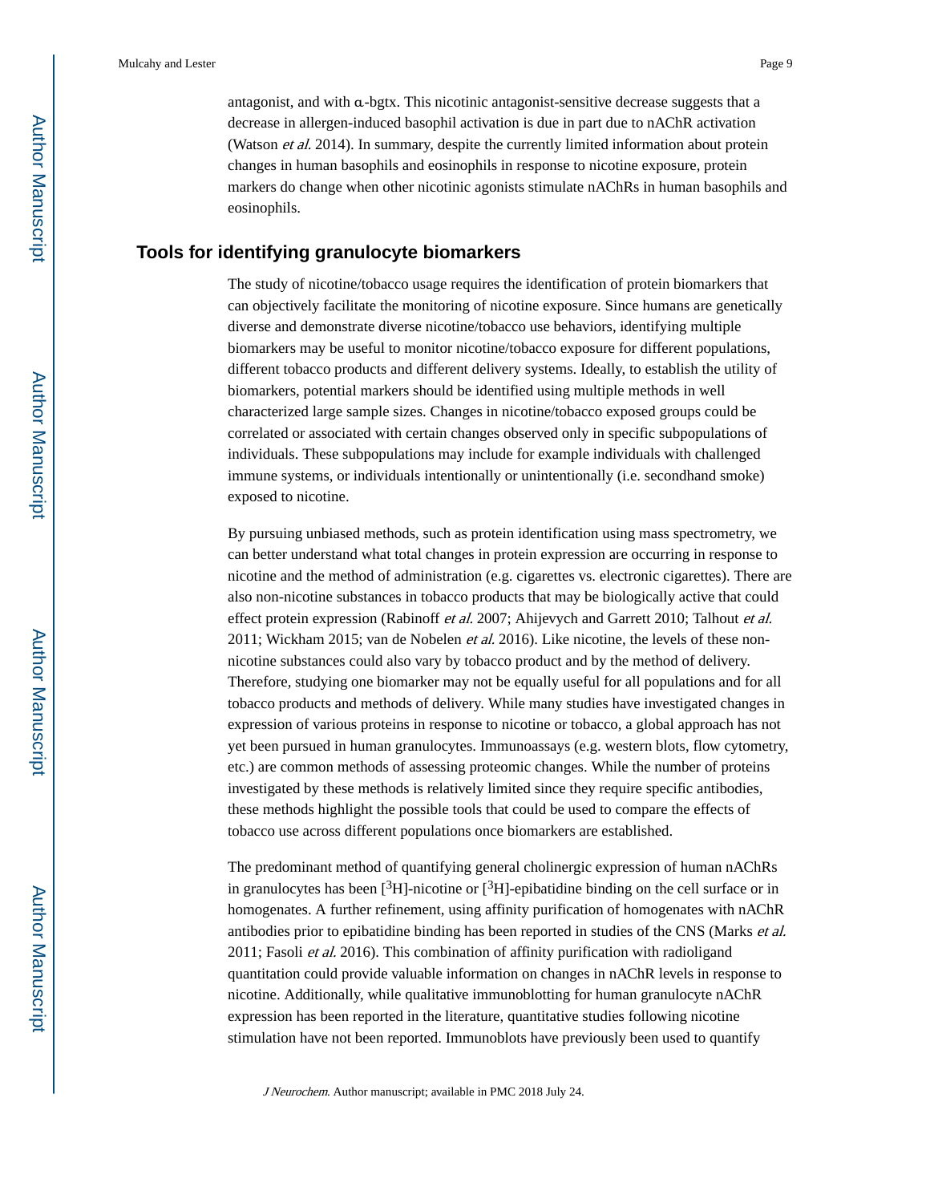antagonist, and with α-bgtx. This nicotinic antagonist-sensitive decrease suggests that a decrease in allergen-induced basophil activation is due in part due to nAChR activation (Watson *et al.* 2014). In summary, despite the currently limited information about protein changes in human basophils and eosinophils in response to nicotine exposure, protein markers do change when other nicotinic agonists stimulate nAChRs in human basophils and eosinophils.

## Tools for identifying granulocyte biomarkers

The study of nicotine/tobacco usage requires the identification of protein biomarkers that can objectively facilitate the monitoring of nicotine exposure. Since humans are genetically diverse and demonstrate diverse nicotine/tobacco use behaviors, identifying multiple biomarkers may be useful to monitor nicotine/tobacco exposure for different populations, different tobacco products and different delivery systems. Ideally, to establish the utility of biomarkers, potential markers should be identified using multiple methods in well characterized large sample sizes. Changes in nicotine/tobacco exposed groups could be correlated or associated with certain changes observed only in specific subpopulations of individuals. These subpopulations may include for example individuals with challenged immune systems, or individuals intentionally or unintentionally (i.e. secondhand smoke) exposed to nicotine.

By pursuing unbiased methods, such as protein identification using mass spectrometry, we can better understand what total changes in protein expression are occurring in response to nicotine and the method of administration (e.g. cigarettes vs. electronic cigarettes). There are also non-nicotine substances in tobacco products that may be biologically active that could effect protein expression (Rabinoff *et al.* 2007; Ahijevych and Garrett 2010; Talhout *et al.* 2011; Wickham 2015; van de Nobelen *et al.* 2016). Like nicotine, the levels of these non-nicotine substances could also vary by tobacco product and by the method of delivery. Therefore, studying one biomarker may not be equally useful for all populations and for all tobacco products and methods of delivery. While many studies have investigated changes in expression of various proteins in response to nicotine or tobacco, a global approach has not yet been pursued in human granulocytes. Immunoassays (e.g. western blots, flow cytometry, etc.) are common methods of assessing proteomic changes. While the number of proteins investigated by these methods is relatively limited since they require specific antibodies, these methods highlight the possible tools that could be used to compare the effects of tobacco use across different populations once biomarkers are established.

The predominant method of quantifying general cholinergic expression of human nAChRs in granulocytes has been [$^3$H]-nicotine or [$^3$H]-epibatidine binding on the cell surface or in homogenates. A further refinement, using affinity purification of homogenates with nAChR antibodies prior to epibatidine binding has been reported in studies of the CNS (Marks *et al.* 2011; Fasoli *et al.* 2016). This combination of affinity purification with radioligand quantitation could provide valuable information on changes in nAChR levels in response to nicotine. Additionally, while qualitative immunoblotting for human granulocyte nAChR expression has been reported in the literature, quantitative studies following nicotine stimulation have not been reported. Immunoblots have previously been used to quantify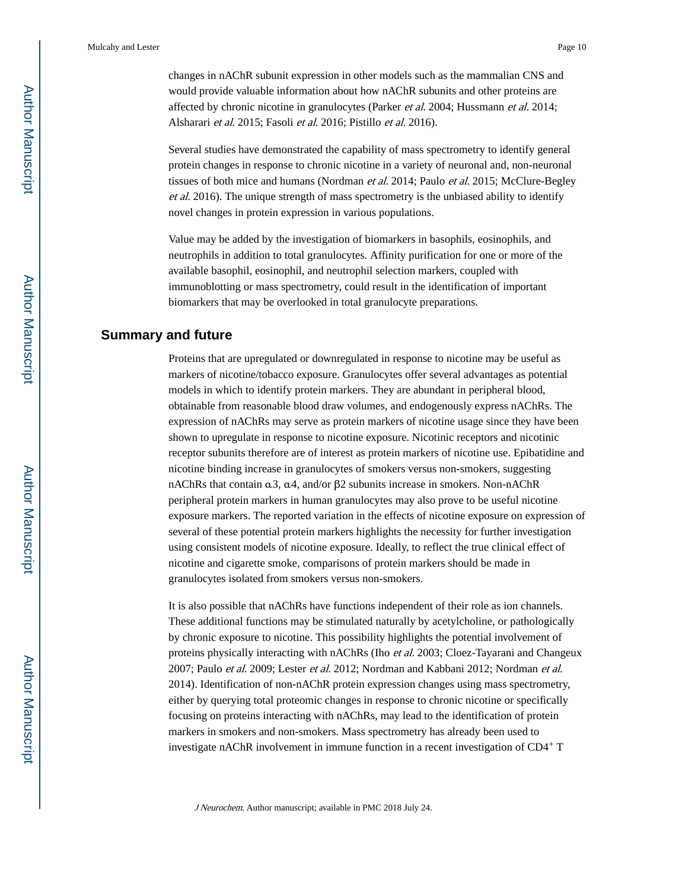changes in nAChR subunit expression in other models such as the mammalian CNS and would provide valuable information about how nAChR subunits and other proteins are affected by chronic nicotine in granulocytes (Parker *et al.* 2004; Hussmann *et al.* 2014; Alsharari *et al.* 2015; Fasoli *et al.* 2016; Pistillo *et al.* 2016).

Several studies have demonstrated the capability of mass spectrometry to identify general protein changes in response to chronic nicotine in a variety of neuronal and, non-neuronal tissues of both mice and humans (Nordman *et al.* 2014; Paulo *et al.* 2015; McClure-Begley *et al.* 2016). The unique strength of mass spectrometry is the unbiased ability to identify novel changes in protein expression in various populations.

Value may be added by the investigation of biomarkers in basophils, eosinophils, and neutrophils in addition to total granulocytes. Affinity purification for one or more of the available basophil, eosinophil, and neutrophil selection markers, coupled with immunoblotting or mass spectrometry, could result in the identification of important biomarkers that may be overlooked in total granulocyte preparations.

## Summary and future

Proteins that are upregulated or downregulated in response to nicotine may be useful as markers of nicotine/tobacco exposure. Granulocytes offer several advantages as potential models in which to identify protein markers. They are abundant in peripheral blood, obtainable from reasonable blood draw volumes, and endogenously express nAChRs. The expression of nAChRs may serve as protein markers of nicotine usage since they have been shown to upregulate in response to nicotine exposure. Nicotinic receptors and nicotinic receptor subunits therefore are of interest as protein markers of nicotine use. Epibatidine and nicotine binding increase in granulocytes of smokers versus non-smokers, suggesting nAChRs that contain α3, α4, and/or β2 subunits increase in smokers. Non-nAChR peripheral protein markers in human granulocytes may also prove to be useful nicotine exposure markers. The reported variation in the effects of nicotine exposure on expression of several of these potential protein markers highlights the necessity for further investigation using consistent models of nicotine exposure. Ideally, to reflect the true clinical effect of nicotine and cigarette smoke, comparisons of protein markers should be made in granulocytes isolated from smokers versus non-smokers.

It is also possible that nAChRs have functions independent of their role as ion channels. These additional functions may be stimulated naturally by acetylcholine, or pathologically by chronic exposure to nicotine. This possibility highlights the potential involvement of proteins physically interacting with nAChRs (Iho *et al.* 2003; Cloez-Tayarani and Changeux 2007; Paulo *et al.* 2009; Lester *et al.* 2012; Nordman and Kabbani 2012; Nordman *et al.* 2014). Identification of non-nAChR protein expression changes using mass spectrometry, either by querying total proteomic changes in response to chronic nicotine or specifically focusing on proteins interacting with nAChRs, may lead to the identification of protein markers in smokers and non-smokers. Mass spectrometry has already been used to investigate nAChR involvement in immune function in a recent investigation of $CD4^{+}$ T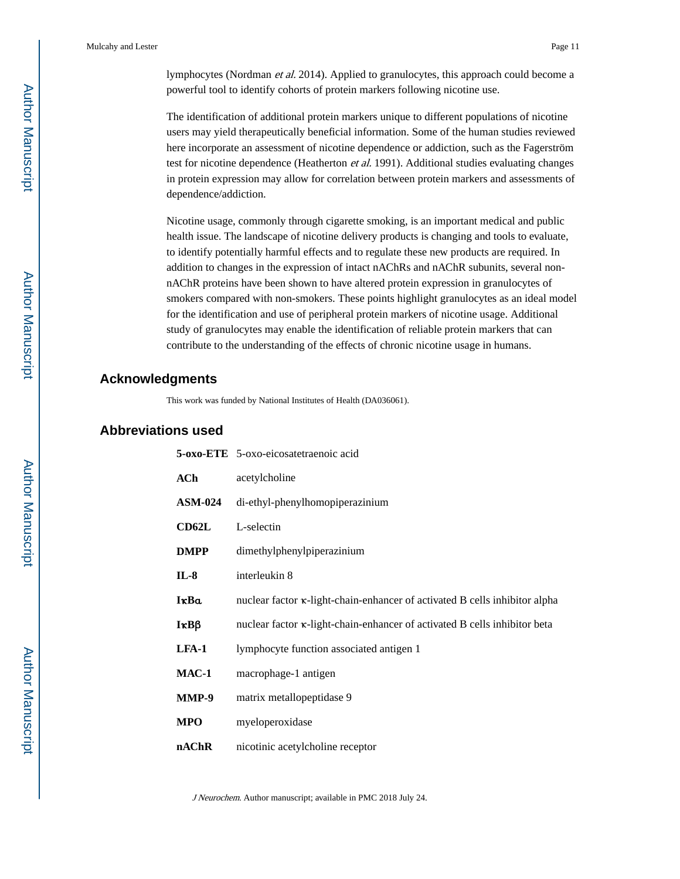lymphocytes (Nordman *et al.* 2014). Applied to granulocytes, this approach could become a powerful tool to identify cohorts of protein markers following nicotine use.

The identification of additional protein markers unique to different populations of nicotine users may yield therapeutically beneficial information. Some of the human studies reviewed here incorporate an assessment of nicotine dependence or addiction, such as the Fagerström test for nicotine dependence (Heatherton *et al.* 1991). Additional studies evaluating changes in protein expression may allow for correlation between protein markers and assessments of dependence/addiction.

Nicotine usage, commonly through cigarette smoking, is an important medical and public health issue. The landscape of nicotine delivery products is changing and tools to evaluate, to identify potentially harmful effects and to regulate these new products are required. In addition to changes in the expression of intact nAChRs and nAChR subunits, several non-nAChR proteins have been shown to have altered protein expression in granulocytes of smokers compared with non-smokers. These points highlight granulocytes as an ideal model for the identification and use of peripheral protein markers of nicotine usage. Additional study of granulocytes may enable the identification of reliable protein markers that can contribute to the understanding of the effects of chronic nicotine usage in humans.

## Acknowledgments

This work was funded by National Institutes of Health (DA036061).

## Abbreviations used

| | |
|---|---|
| **5-oxo-ETE** | 5-oxo-eicosatetraenoic acid |
| **ACh** | acetylcholine |
| **ASM-024** | di-ethyl-phenylhomopiperazinium |
| **CD62L** | L-selectin |
| **DMPP** | dimethylphenylpiperazinium |
| **IL-8** | interleukin 8 |
| **IκBα** | nuclear factor κ-light-chain-enhancer of activated B cells inhibitor alpha |
| **IκBβ** | nuclear factor κ-light-chain-enhancer of activated B cells inhibitor beta |
| **LFA-1** | lymphocyte function associated antigen 1 |
| **MAC-1** | macrophage-1 antigen |
| **MMP-9** | matrix metallopeptidase 9 |
| **MPO** | myeloperoxidase |
| **nAChR** | nicotinic acetylcholine receptor |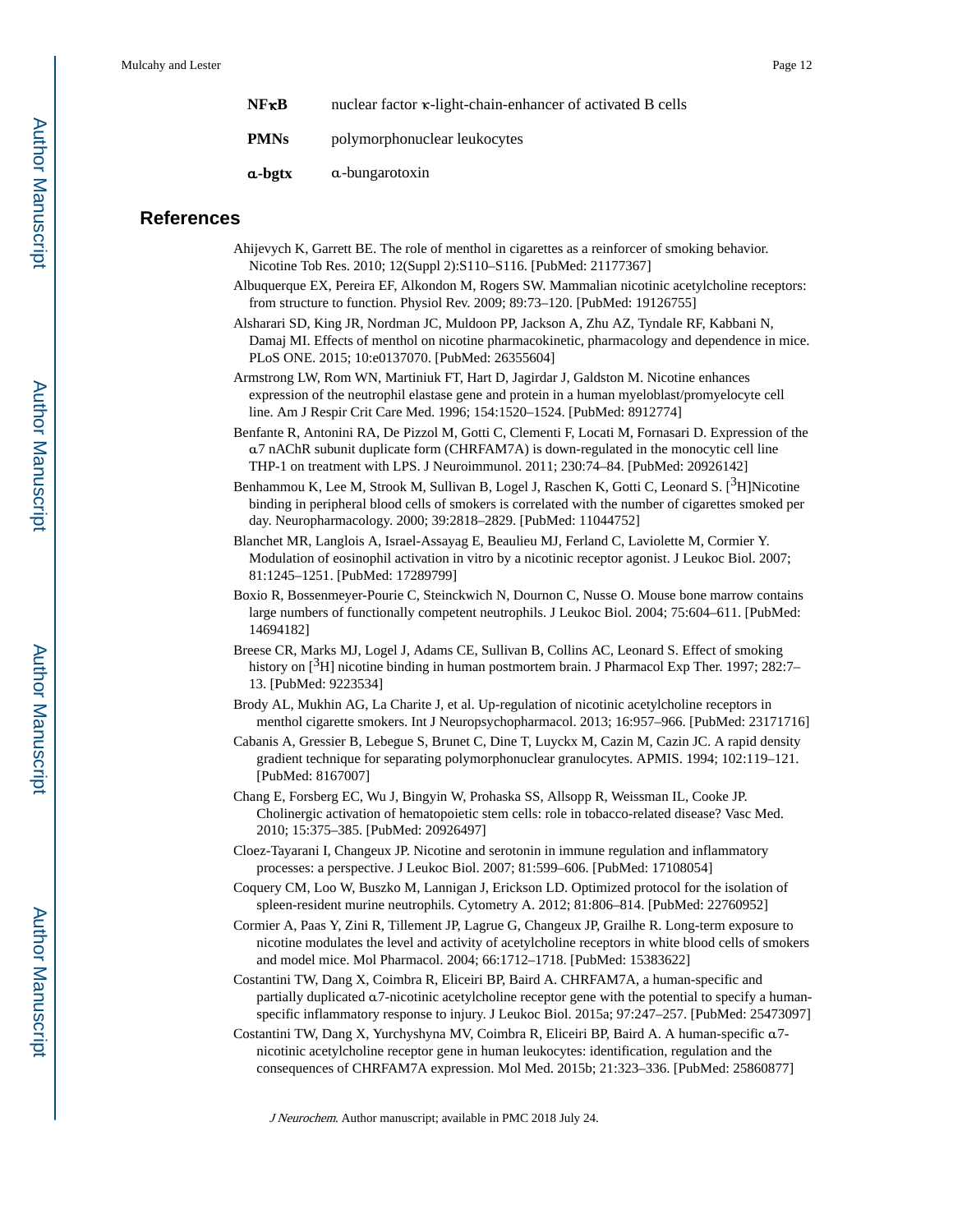| | |
|---|---|
| **NFκB** | nuclear factor κ-light-chain-enhancer of activated B cells |
| **PMNs** | polymorphonuclear leukocytes |
| **α-bgtx** | α-bungarotoxin |

## References

Ahijevych K, Garrett BE. The role of menthol in cigarettes as a reinforcer of smoking behavior. Nicotine Tob Res. 2010; 12(Suppl 2):S110–S116. [PubMed: 21177367]

Albuquerque EX, Pereira EF, Alkondon M, Rogers SW. Mammalian nicotinic acetylcholine receptors: from structure to function. Physiol Rev. 2009; 89:73–120. [PubMed: 19126755]

Alsharari SD, King JR, Nordman JC, Muldoon PP, Jackson A, Zhu AZ, Tyndale RF, Kabbani N, Damaj MI. Effects of menthol on nicotine pharmacokinetic, pharmacology and dependence in mice. PLoS ONE. 2015; 10:e0137070. [PubMed: 26355604]

Armstrong LW, Rom WN, Martiniuk FT, Hart D, Jagirdar J, Galdston M. Nicotine enhances expression of the neutrophil elastase gene and protein in a human myeloblast/promyelocyte cell line. Am J Respir Crit Care Med. 1996; 154:1520–1524. [PubMed: 8912774]

Benfante R, Antonini RA, De Pizzol M, Gotti C, Clementi F, Locati M, Fornasari D. Expression of the α7 nAChR subunit duplicate form (CHRFAM7A) is down-regulated in the monocytic cell line THP-1 on treatment with LPS. J Neuroimmunol. 2011; 230:74–84. [PubMed: 20926142]

Benhammou K, Lee M, Strook M, Sullivan B, Logel J, Raschen K, Gotti C, Leonard S. [$^3$H]Nicotine binding in peripheral blood cells of smokers is correlated with the number of cigarettes smoked per day. Neuropharmacology. 2000; 39:2818–2829. [PubMed: 11044752]

Blanchet MR, Langlois A, Israel-Assayag E, Beaulieu MJ, Ferland C, Laviolette M, Cormier Y. Modulation of eosinophil activation in vitro by a nicotinic receptor agonist. J Leukoc Biol. 2007; 81:1245–1251. [PubMed: 17289799]

Boxio R, Bossenmeyer-Pourie C, Steinckwich N, Dournon C, Nusse O. Mouse bone marrow contains large numbers of functionally competent neutrophils. J Leukoc Biol. 2004; 75:604–611. [PubMed: 14694182]

Breese CR, Marks MJ, Logel J, Adams CE, Sullivan B, Collins AC, Leonard S. Effect of smoking history on [$^3$H] nicotine binding in human postmortem brain. J Pharmacol Exp Ther. 1997; 282:7–13. [PubMed: 9223534]

Brody AL, Mukhin AG, La Charite J, et al. Up-regulation of nicotinic acetylcholine receptors in menthol cigarette smokers. Int J Neuropsychopharmacol. 2013; 16:957–966. [PubMed: 23171716]

Cabanis A, Gressier B, Lebegue S, Brunet C, Dine T, Luyckx M, Cazin M, Cazin JC. A rapid density gradient technique for separating polymorphonuclear granulocytes. APMIS. 1994; 102:119–121. [PubMed: 8167007]

Chang E, Forsberg EC, Wu J, Bingyin W, Prohaska SS, Allsopp R, Weissman IL, Cooke JP. Cholinergic activation of hematopoietic stem cells: role in tobacco-related disease? Vasc Med. 2010; 15:375–385. [PubMed: 20926497]

Cloez-Tayarani I, Changeux JP. Nicotine and serotonin in immune regulation and inflammatory processes: a perspective. J Leukoc Biol. 2007; 81:599–606. [PubMed: 17108054]

Coquery CM, Loo W, Buszko M, Lannigan J, Erickson LD. Optimized protocol for the isolation of spleen-resident murine neutrophils. Cytometry A. 2012; 81:806–814. [PubMed: 22760952]

Cormier A, Paas Y, Zini R, Tillement JP, Lagrue G, Changeux JP, Grailhe R. Long-term exposure to nicotine modulates the level and activity of acetylcholine receptors in white blood cells of smokers and model mice. Mol Pharmacol. 2004; 66:1712–1718. [PubMed: 15383622]

Costantini TW, Dang X, Coimbra R, Eliceiri BP, Baird A. CHRFAM7A, a human-specific and partially duplicated α7-nicotinic acetylcholine receptor gene with the potential to specify a human-specific inflammatory response to injury. J Leukoc Biol. 2015a; 97:247–257. [PubMed: 25473097]

Costantini TW, Dang X, Yurchyshyna MV, Coimbra R, Eliceiri BP, Baird A. A human-specific α7-nicotinic acetylcholine receptor gene in human leukocytes: identification, regulation and the consequences of CHRFAM7A expression. Mol Med. 2015b; 21:323–336. [PubMed: 25860877]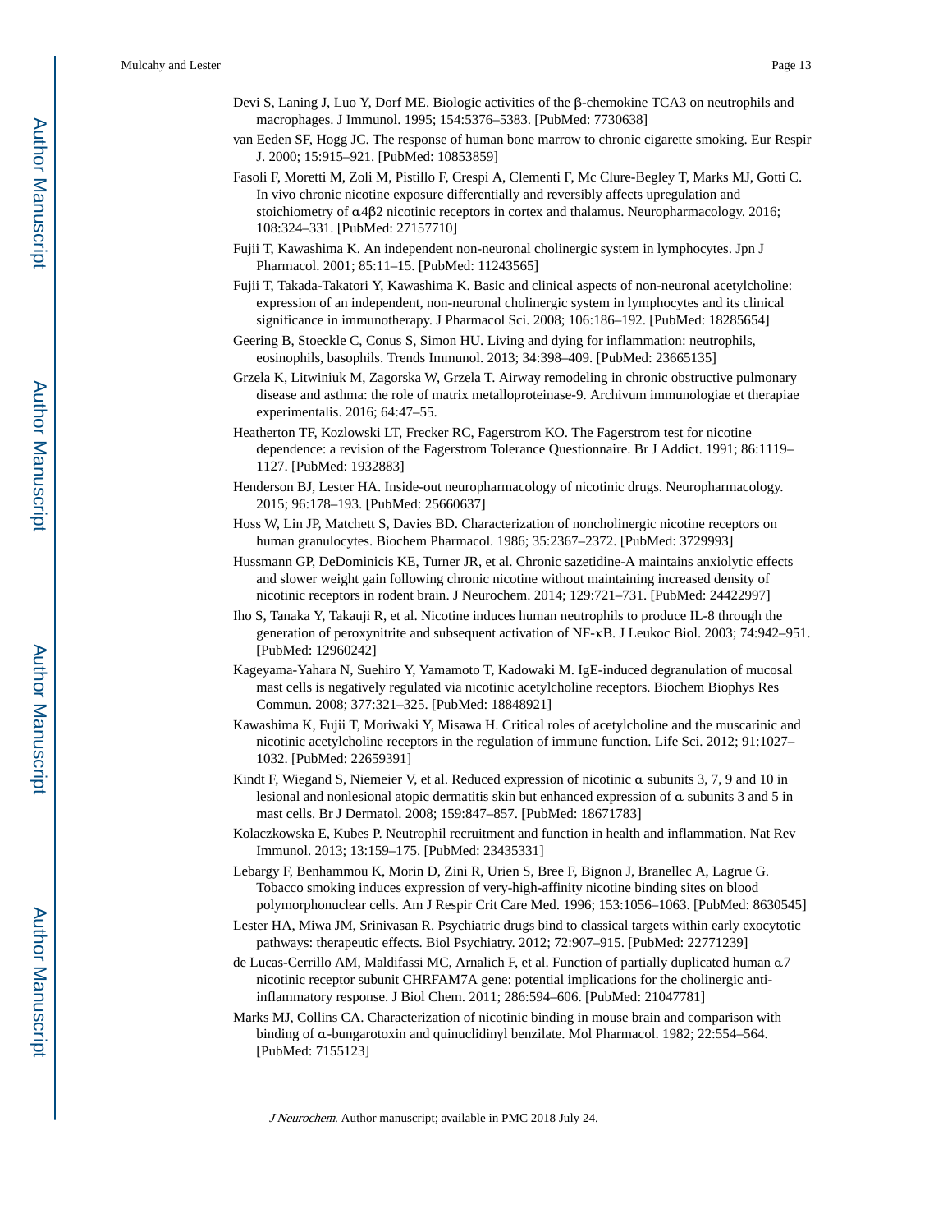Devi S, Laning J, Luo Y, Dorf ME. Biologic activities of the β-chemokine TCA3 on neutrophils and macrophages. J Immunol. 1995; 154:5376–5383. [PubMed: 7730638]

van Eeden SF, Hogg JC. The response of human bone marrow to chronic cigarette smoking. Eur Respir J. 2000; 15:915–921. [PubMed: 10853859]

Fasoli F, Moretti M, Zoli M, Pistillo F, Crespi A, Clementi F, Mc Clure-Begley T, Marks MJ, Gotti C. In vivo chronic nicotine exposure differentially and reversibly affects upregulation and stoichiometry of α4β2 nicotinic receptors in cortex and thalamus. Neuropharmacology. 2016; 108:324–331. [PubMed: 27157710]

Fujii T, Kawashima K. An independent non-neuronal cholinergic system in lymphocytes. Jpn J Pharmacol. 2001; 85:11–15. [PubMed: 11243565]

Fujii T, Takada-Takatori Y, Kawashima K. Basic and clinical aspects of non-neuronal acetylcholine: expression of an independent, non-neuronal cholinergic system in lymphocytes and its clinical significance in immunotherapy. J Pharmacol Sci. 2008; 106:186–192. [PubMed: 18285654]

Geering B, Stoeckle C, Conus S, Simon HU. Living and dying for inflammation: neutrophils, eosinophils, basophils. Trends Immunol. 2013; 34:398–409. [PubMed: 23665135]

Grzela K, Litwiniuk M, Zagorska W, Grzela T. Airway remodeling in chronic obstructive pulmonary disease and asthma: the role of matrix metalloproteinase-9. Archivum immunologiae et therapiae experimentalis. 2016; 64:47–55.

Heatherton TF, Kozlowski LT, Frecker RC, Fagerstrom KO. The Fagerstrom test for nicotine dependence: a revision of the Fagerstrom Tolerance Questionnaire. Br J Addict. 1991; 86:1119–1127. [PubMed: 1932883]

Henderson BJ, Lester HA. Inside-out neuropharmacology of nicotinic drugs. Neuropharmacology. 2015; 96:178–193. [PubMed: 25660637]

Hoss W, Lin JP, Matchett S, Davies BD. Characterization of noncholinergic nicotine receptors on human granulocytes. Biochem Pharmacol. 1986; 35:2367–2372. [PubMed: 3729993]

Hussmann GP, DeDominicis KE, Turner JR, et al. Chronic sazetidine-A maintains anxiolytic effects and slower weight gain following chronic nicotine without maintaining increased density of nicotinic receptors in rodent brain. J Neurochem. 2014; 129:721–731. [PubMed: 24422997]

Iho S, Tanaka Y, Takauji R, et al. Nicotine induces human neutrophils to produce IL-8 through the generation of peroxynitrite and subsequent activation of NF-κB. J Leukoc Biol. 2003; 74:942–951. [PubMed: 12960242]

Kageyama-Yahara N, Suehiro Y, Yamamoto T, Kadowaki M. IgE-induced degranulation of mucosal mast cells is negatively regulated via nicotinic acetylcholine receptors. Biochem Biophys Res Commun. 2008; 377:321–325. [PubMed: 18848921]

Kawashima K, Fujii T, Moriwaki Y, Misawa H. Critical roles of acetylcholine and the muscarinic and nicotinic acetylcholine receptors in the regulation of immune function. Life Sci. 2012; 91:1027–1032. [PubMed: 22659391]

Kindt F, Wiegand S, Niemeier V, et al. Reduced expression of nicotinic α subunits 3, 7, 9 and 10 in lesional and nonlesional atopic dermatitis skin but enhanced expression of α subunits 3 and 5 in mast cells. Br J Dermatol. 2008; 159:847–857. [PubMed: 18671783]

Kolaczkowska E, Kubes P. Neutrophil recruitment and function in health and inflammation. Nat Rev Immunol. 2013; 13:159–175. [PubMed: 23435331]

Lebargy F, Benhammou K, Morin D, Zini R, Urien S, Bree F, Bignon J, Branellec A, Lagrue G. Tobacco smoking induces expression of very-high-affinity nicotine binding sites on blood polymorphonuclear cells. Am J Respir Crit Care Med. 1996; 153:1056–1063. [PubMed: 8630545]

Lester HA, Miwa JM, Srinivasan R. Psychiatric drugs bind to classical targets within early exocytotic pathways: therapeutic effects. Biol Psychiatry. 2012; 72:907–915. [PubMed: 22771239]

de Lucas-Cerrillo AM, Maldifassi MC, Arnalich F, et al. Function of partially duplicated human α7 nicotinic receptor subunit CHRFAM7A gene: potential implications for the cholinergic anti-inflammatory response. J Biol Chem. 2011; 286:594–606. [PubMed: 21047781]

Marks MJ, Collins CA. Characterization of nicotinic binding in mouse brain and comparison with binding of α-bungarotoxin and quinuclidinyl benzilate. Mol Pharmacol. 1982; 22:554–564. [PubMed: 7155123]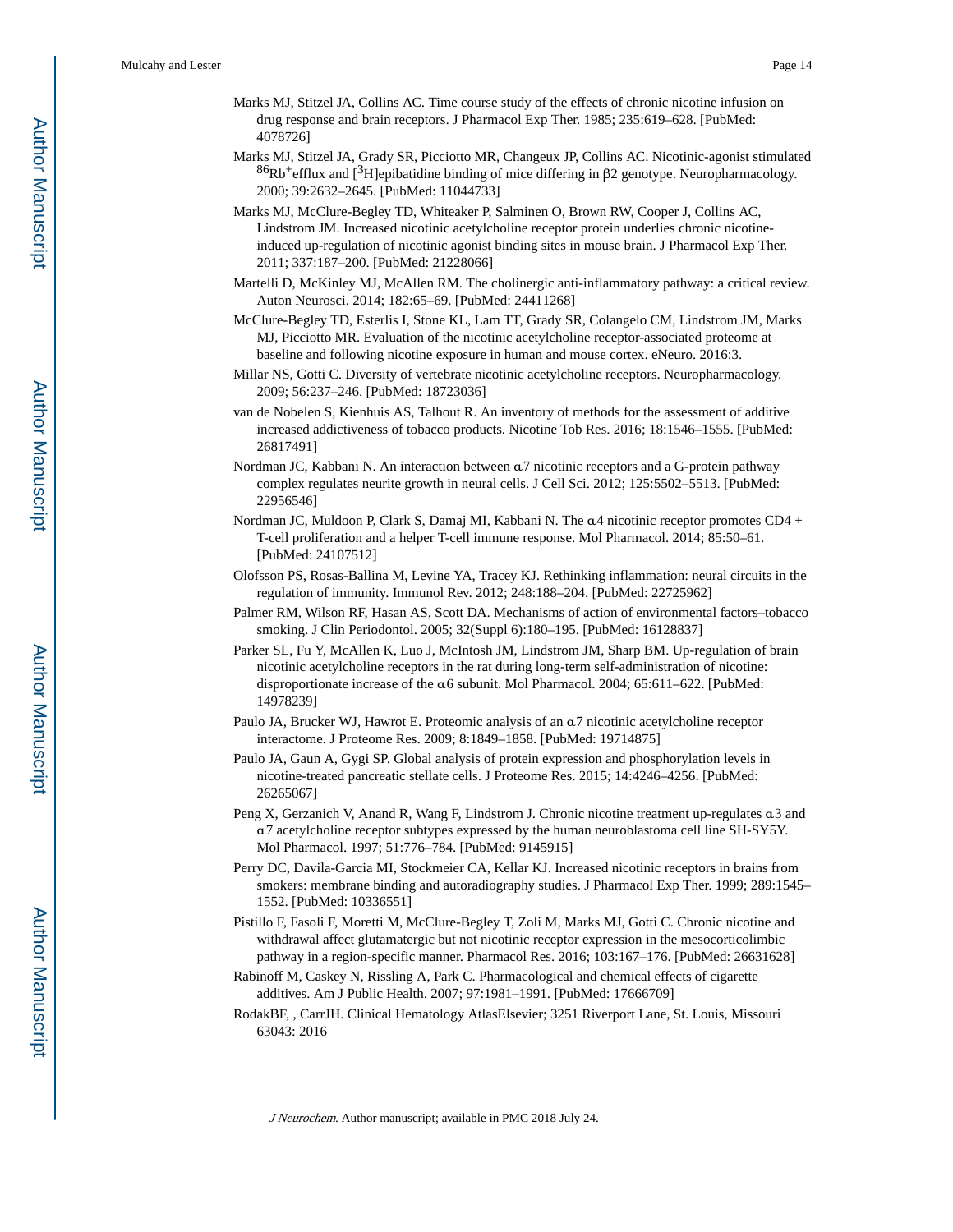Marks MJ, Stitzel JA, Collins AC. Time course study of the effects of chronic nicotine infusion on drug response and brain receptors. J Pharmacol Exp Ther. 1985; 235:619–628. [PubMed: 4078726]

Marks MJ, Stitzel JA, Grady SR, Picciotto MR, Changeux JP, Collins AC. Nicotinic-agonist stimulated $^{86}Rb^{+}$efflux and [$^{3}$H]epibatidine binding of mice differing in β2 genotype. Neuropharmacology. 2000; 39:2632–2645. [PubMed: 11044733]

Marks MJ, McClure-Begley TD, Whiteaker P, Salminen O, Brown RW, Cooper J, Collins AC, Lindstrom JM. Increased nicotinic acetylcholine receptor protein underlies chronic nicotine-induced up-regulation of nicotinic agonist binding sites in mouse brain. J Pharmacol Exp Ther. 2011; 337:187–200. [PubMed: 21228066]

Martelli D, McKinley MJ, McAllen RM. The cholinergic anti-inflammatory pathway: a critical review. Auton Neurosci. 2014; 182:65–69. [PubMed: 24411268]

McClure-Begley TD, Esterlis I, Stone KL, Lam TT, Grady SR, Colangelo CM, Lindstrom JM, Marks MJ, Picciotto MR. Evaluation of the nicotinic acetylcholine receptor-associated proteome at baseline and following nicotine exposure in human and mouse cortex. eNeuro. 2016:3.

Millar NS, Gotti C. Diversity of vertebrate nicotinic acetylcholine receptors. Neuropharmacology. 2009; 56:237–246. [PubMed: 18723036]

van de Nobelen S, Kienhuis AS, Talhout R. An inventory of methods for the assessment of additive increased addictiveness of tobacco products. Nicotine Tob Res. 2016; 18:1546–1555. [PubMed: 26817491]

Nordman JC, Kabbani N. An interaction between α7 nicotinic receptors and a G-protein pathway complex regulates neurite growth in neural cells. J Cell Sci. 2012; 125:5502–5513. [PubMed: 22956546]

Nordman JC, Muldoon P, Clark S, Damaj MI, Kabbani N. The α4 nicotinic receptor promotes CD4 + T-cell proliferation and a helper T-cell immune response. Mol Pharmacol. 2014; 85:50–61. [PubMed: 24107512]

Olofsson PS, Rosas-Ballina M, Levine YA, Tracey KJ. Rethinking inflammation: neural circuits in the regulation of immunity. Immunol Rev. 2012; 248:188–204. [PubMed: 22725962]

Palmer RM, Wilson RF, Hasan AS, Scott DA. Mechanisms of action of environmental factors–tobacco smoking. J Clin Periodontol. 2005; 32(Suppl 6):180–195. [PubMed: 16128837]

Parker SL, Fu Y, McAllen K, Luo J, McIntosh JM, Lindstrom JM, Sharp BM. Up-regulation of brain nicotinic acetylcholine receptors in the rat during long-term self-administration of nicotine: disproportionate increase of the α6 subunit. Mol Pharmacol. 2004; 65:611–622. [PubMed: 14978239]

Paulo JA, Brucker WJ, Hawrot E. Proteomic analysis of an α7 nicotinic acetylcholine receptor interactome. J Proteome Res. 2009; 8:1849–1858. [PubMed: 19714875]

Paulo JA, Gaun A, Gygi SP. Global analysis of protein expression and phosphorylation levels in nicotine-treated pancreatic stellate cells. J Proteome Res. 2015; 14:4246–4256. [PubMed: 26265067]

Peng X, Gerzanich V, Anand R, Wang F, Lindstrom J. Chronic nicotine treatment up-regulates α3 and α7 acetylcholine receptor subtypes expressed by the human neuroblastoma cell line SH-SY5Y. Mol Pharmacol. 1997; 51:776–784. [PubMed: 9145915]

Perry DC, Davila-Garcia MI, Stockmeier CA, Kellar KJ. Increased nicotinic receptors in brains from smokers: membrane binding and autoradiography studies. J Pharmacol Exp Ther. 1999; 289:1545–1552. [PubMed: 10336551]

Pistillo F, Fasoli F, Moretti M, McClure-Begley T, Zoli M, Marks MJ, Gotti C. Chronic nicotine and withdrawal affect glutamatergic but not nicotinic receptor expression in the mesocorticolimbic pathway in a region-specific manner. Pharmacol Res. 2016; 103:167–176. [PubMed: 26631628]

Rabinoff M, Caskey N, Rissling A, Park C. Pharmacological and chemical effects of cigarette additives. Am J Public Health. 2007; 97:1981–1991. [PubMed: 17666709]

RodakBF, , CarrJH. Clinical Hematology AtlasElsevier; 3251 Riverport Lane, St. Louis, Missouri 63043: 2016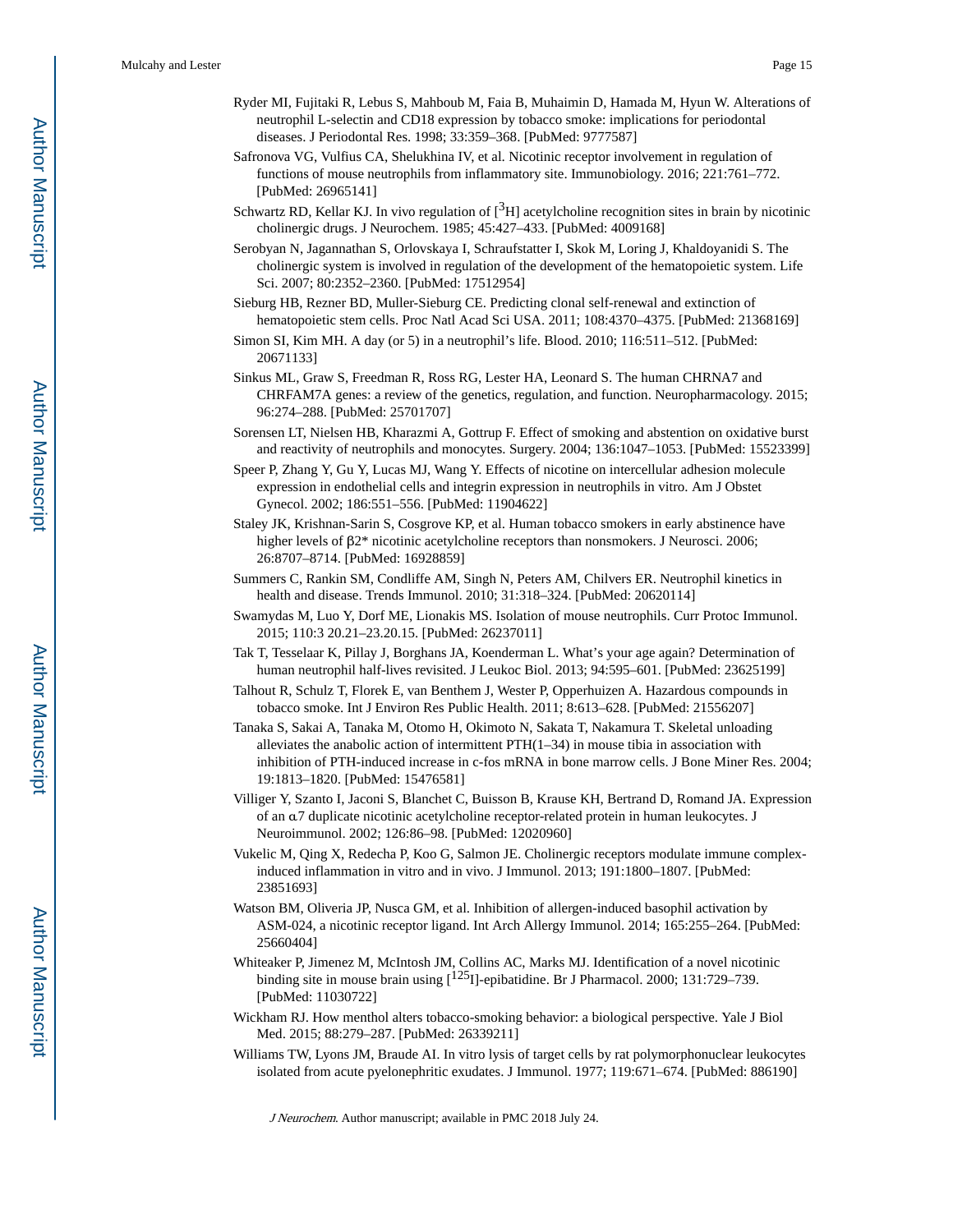Ryder MI, Fujitaki R, Lebus S, Mahboub M, Faia B, Muhaimin D, Hamada M, Hyun W. Alterations of neutrophil L-selectin and CD18 expression by tobacco smoke: implications for periodontal diseases. J Periodontal Res. 1998; 33:359–368. [PubMed: 9777587]

Safronova VG, Vulfius CA, Shelukhina IV, et al. Nicotinic receptor involvement in regulation of functions of mouse neutrophils from inflammatory site. Immunobiology. 2016; 221:761–772. [PubMed: 26965141]

Schwartz RD, Kellar KJ. In vivo regulation of [$^{3}$H] acetylcholine recognition sites in brain by nicotinic cholinergic drugs. J Neurochem. 1985; 45:427–433. [PubMed: 4009168]

Serobyan N, Jagannathan S, Orlovskaya I, Schraufstatter I, Skok M, Loring J, Khaldoyanidi S. The cholinergic system is involved in regulation of the development of the hematopoietic system. Life Sci. 2007; 80:2352–2360. [PubMed: 17512954]

Sieburg HB, Rezner BD, Muller-Sieburg CE. Predicting clonal self-renewal and extinction of hematopoietic stem cells. Proc Natl Acad Sci USA. 2011; 108:4370–4375. [PubMed: 21368169]

Simon SI, Kim MH. A day (or 5) in a neutrophil's life. Blood. 2010; 116:511–512. [PubMed: 20671133]

Sinkus ML, Graw S, Freedman R, Ross RG, Lester HA, Leonard S. The human CHRNA7 and CHRFAM7A genes: a review of the genetics, regulation, and function. Neuropharmacology. 2015; 96:274–288. [PubMed: 25701707]

Sorensen LT, Nielsen HB, Kharazmi A, Gottrup F. Effect of smoking and abstention on oxidative burst and reactivity of neutrophils and monocytes. Surgery. 2004; 136:1047–1053. [PubMed: 15523399]

Speer P, Zhang Y, Gu Y, Lucas MJ, Wang Y. Effects of nicotine on intercellular adhesion molecule expression in endothelial cells and integrin expression in neutrophils in vitro. Am J Obstet Gynecol. 2002; 186:551–556. [PubMed: 11904622]

Staley JK, Krishnan-Sarin S, Cosgrove KP, et al. Human tobacco smokers in early abstinence have higher levels of β2* nicotinic acetylcholine receptors than nonsmokers. J Neurosci. 2006; 26:8707–8714. [PubMed: 16928859]

Summers C, Rankin SM, Condliffe AM, Singh N, Peters AM, Chilvers ER. Neutrophil kinetics in health and disease. Trends Immunol. 2010; 31:318–324. [PubMed: 20620114]

Swamydas M, Luo Y, Dorf ME, Lionakis MS. Isolation of mouse neutrophils. Curr Protoc Immunol. 2015; 110:3 20.21–23.20.15. [PubMed: 26237011]

Tak T, Tesselaar K, Pillay J, Borghans JA, Koenderman L. What's your age again? Determination of human neutrophil half-lives revisited. J Leukoc Biol. 2013; 94:595–601. [PubMed: 23625199]

Talhout R, Schulz T, Florek E, van Benthem J, Wester P, Opperhuizen A. Hazardous compounds in tobacco smoke. Int J Environ Res Public Health. 2011; 8:613–628. [PubMed: 21556207]

Tanaka S, Sakai A, Tanaka M, Otomo H, Okimoto N, Sakata T, Nakamura T. Skeletal unloading alleviates the anabolic action of intermittent PTH(1–34) in mouse tibia in association with inhibition of PTH-induced increase in c-fos mRNA in bone marrow cells. J Bone Miner Res. 2004; 19:1813–1820. [PubMed: 15476581]

Villiger Y, Szanto I, Jaconi S, Blanchet C, Buisson B, Krause KH, Bertrand D, Romand JA. Expression of an α7 duplicate nicotinic acetylcholine receptor-related protein in human leukocytes. J Neuroimmunol. 2002; 126:86–98. [PubMed: 12020960]

Vukelic M, Qing X, Redecha P, Koo G, Salmon JE. Cholinergic receptors modulate immune complex-induced inflammation in vitro and in vivo. J Immunol. 2013; 191:1800–1807. [PubMed: 23851693]

Watson BM, Oliveria JP, Nusca GM, et al. Inhibition of allergen-induced basophil activation by ASM-024, a nicotinic receptor ligand. Int Arch Allergy Immunol. 2014; 165:255–264. [PubMed: 25660404]

Whiteaker P, Jimenez M, McIntosh JM, Collins AC, Marks MJ. Identification of a novel nicotinic binding site in mouse brain using [$^{125}$I]-epibatidine. Br J Pharmacol. 2000; 131:729–739. [PubMed: 11030722]

Wickham RJ. How menthol alters tobacco-smoking behavior: a biological perspective. Yale J Biol Med. 2015; 88:279–287. [PubMed: 26339211]

Williams TW, Lyons JM, Braude AI. In vitro lysis of target cells by rat polymorphonuclear leukocytes isolated from acute pyelonephritic exudates. J Immunol. 1977; 119:671–674. [PubMed: 886190]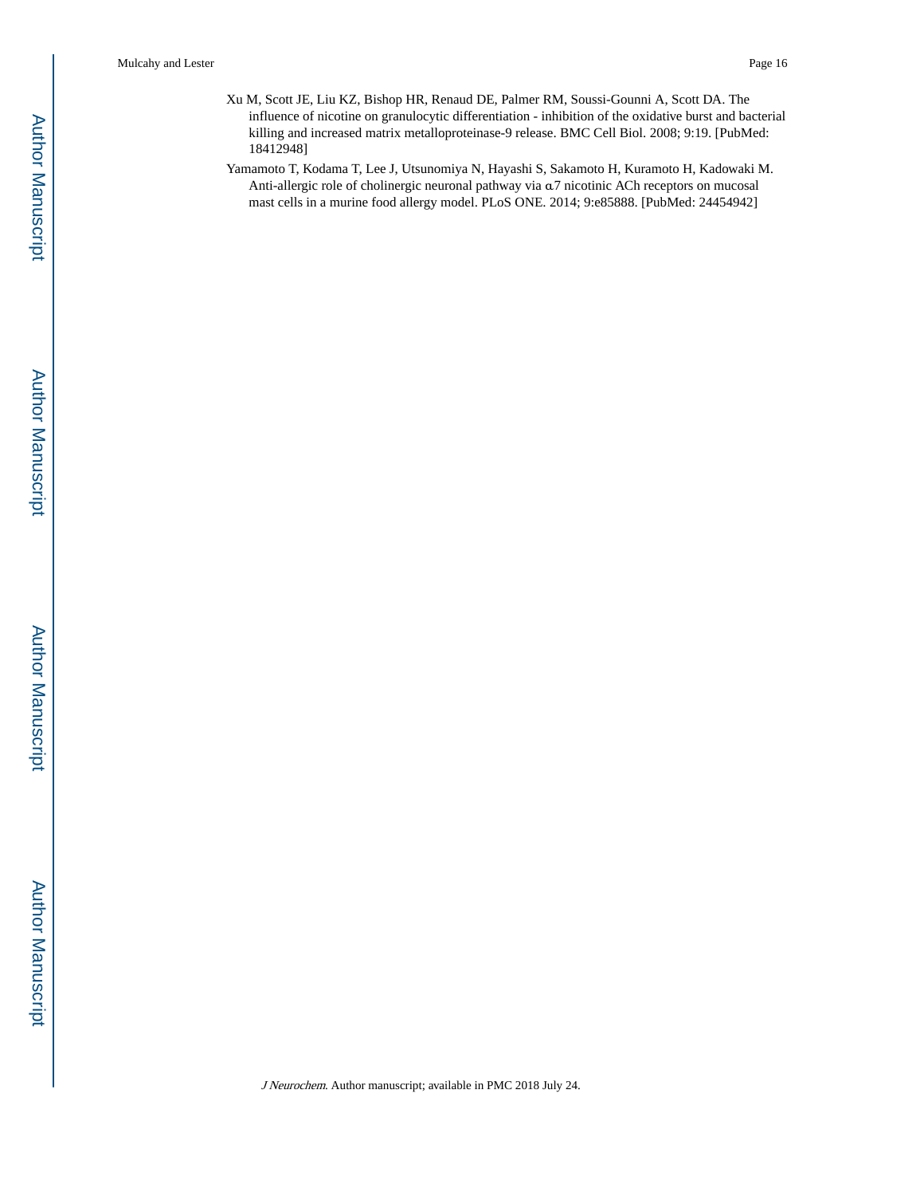Xu M, Scott JE, Liu KZ, Bishop HR, Renaud DE, Palmer RM, Soussi-Gounni A, Scott DA. The influence of nicotine on granulocytic differentiation - inhibition of the oxidative burst and bacterial killing and increased matrix metalloproteinase-9 release. BMC Cell Biol. 2008; 9:19. [PubMed: 18412948]

Yamamoto T, Kodama T, Lee J, Utsunomiya N, Hayashi S, Sakamoto H, Kuramoto H, Kadowaki M. Anti-allergic role of cholinergic neuronal pathway via α7 nicotinic ACh receptors on mucosal mast cells in a murine food allergy model. PLoS ONE. 2014; 9:e85888. [PubMed: 24454942]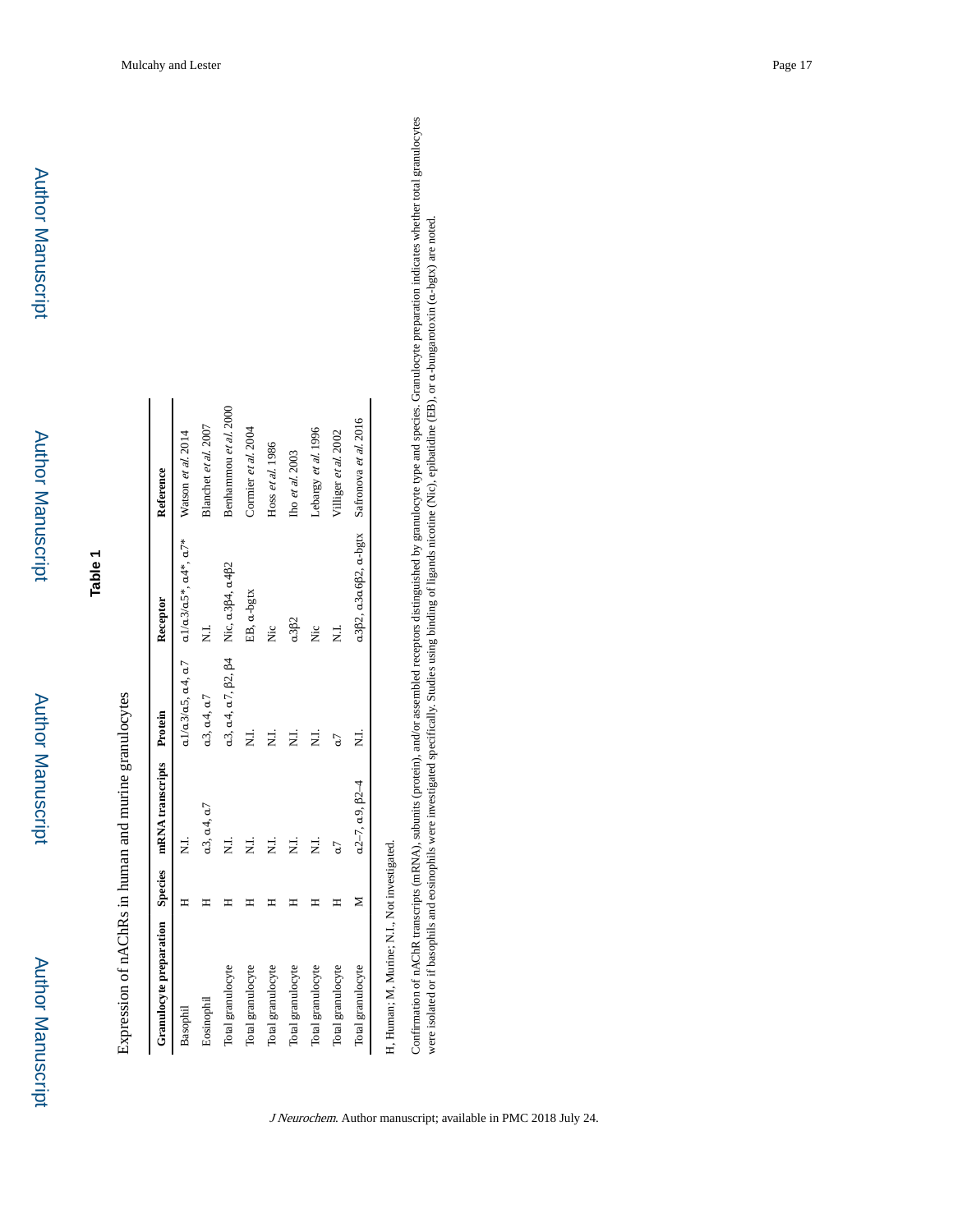## Table 1

Expression of nAChRs in human and murine granulocytes

| Granulocyte preparation | Species | mRNA transcripts | Protein | Receptor | Reference |
|---|---|---|---|---|---|
| Basophil | H | N.I. | α1/α3/α5, α4, α7 | α1/α3/α5*, α4*, α7* | Watson *et al.* 2014 |
| Eosinophil | H | α3, α4, α7 | α3, α4, α7 | N.I. | Blanchet *et al.* 2007 |
| Total granulocyte | H | N.I. | α3, α4, α7, β2, β4 | Nic, α3β4, α4β2 | Benhammou *et al.* 2000 |
| Total granulocyte | H | N.I. | N.I. | EB, α-bgtx | Cormier *et al.* 2004 |
| Total granulocyte | H | N.I. | N.I. | Nic | Hoss *et al.* 1986 |
| Total granulocyte | H | N.I. | N.I. | α3β2 | Iho *et al.* 2003 |
| Total granulocyte | H | N.I. | N.I. | Nic | Lebargy *et al.* 1996 |
| Total granulocyte | H | α7 | α7 | N.I. | Villiger *et al.* 2002 |
| Total granulocyte | M | α2–7, α9, β2–4 | N.I. | α3β2, α3α6β2, α-bgtx | Safronova *et al.* 2016 |

H, Human; M, Murine; N.I., Not investigated.

Confirmation of nAChR transcripts (mRNA), subunits (protein), and/or assembled receptors distinguished by granulocyte type and species. Granulocyte preparation indicates whether total granulocytes were isolated or if basophils and eosinophils were investigated specifically. Studies using binding of ligands nicotine (Nic), epibatidine (EB), or α-bungarotoxin (α-bgtx) are noted.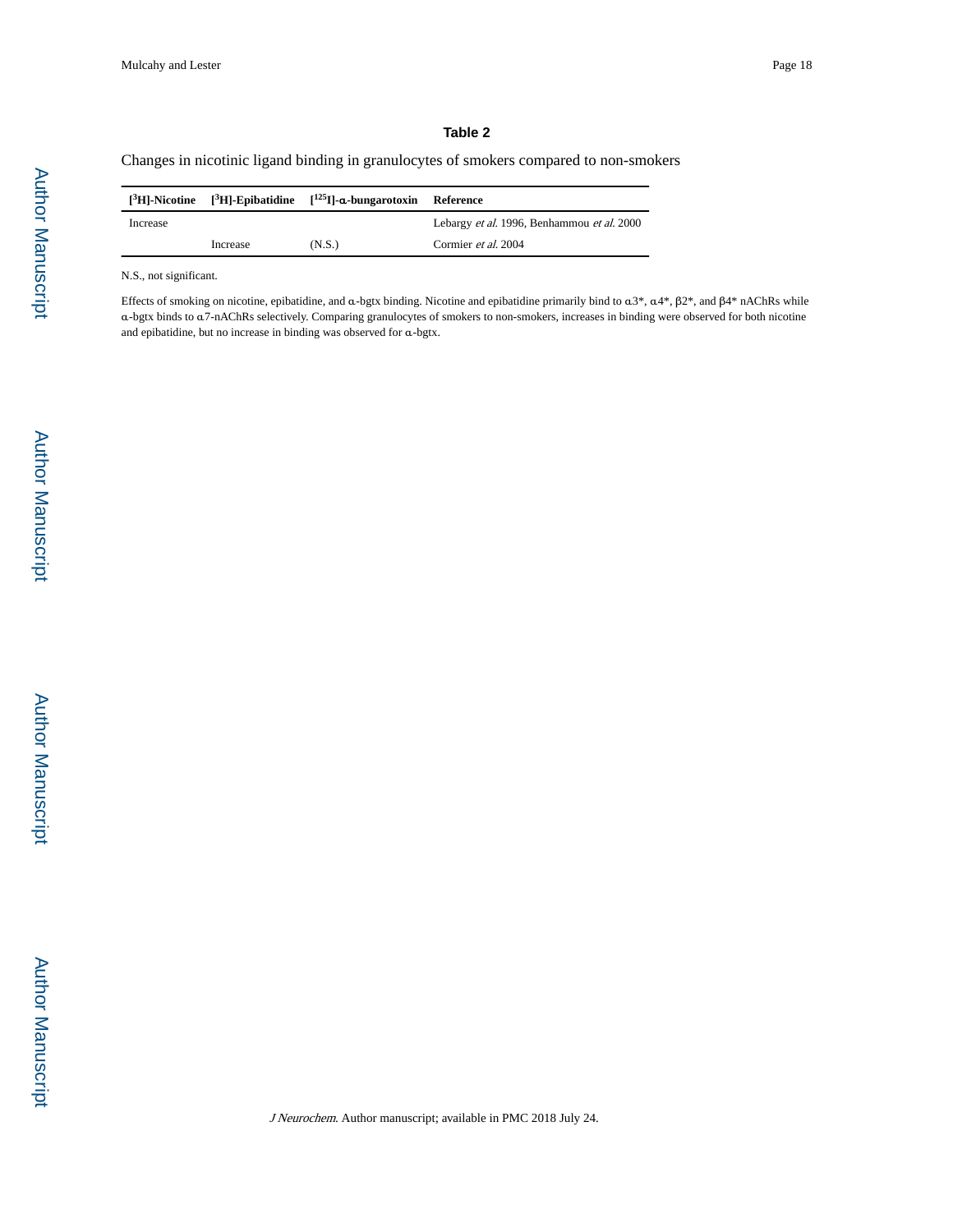### Table 2

Changes in nicotinic ligand binding in granulocytes of smokers compared to non-smokers

| [$^3$H]-Nicotine | [$^3$H]-Epibatidine | [$^{125}$I]-α-bungarotoxin | Reference |
|---|---|---|---|
| Increase | | | Lebargy *et al.* 1996, Benhammou *et al.* 2000 |
| | Increase | (N.S.) | Cormier *et al.* 2004 |

N.S., not significant.

Effects of smoking on nicotine, epibatidine, and α-bgtx binding. Nicotine and epibatidine primarily bind to α3*, α4*, β2*, and β4* nAChRs while α-bgtx binds to α7-nAChRs selectively. Comparing granulocytes of smokers to non-smokers, increases in binding were observed for both nicotine and epibatidine, but no increase in binding was observed for α-bgtx.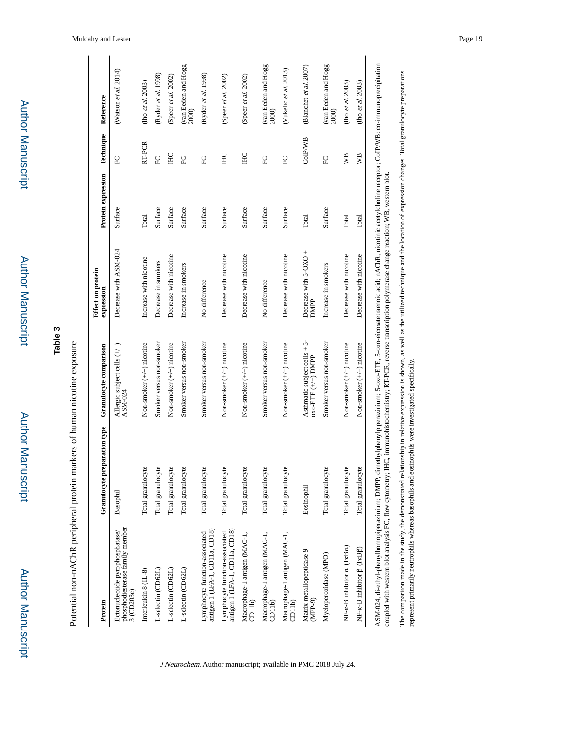# Table 3

Potential non-nAChR peripheral protein markers of human nicotine exposure

| Protein | Granulocyte preparation type | Granulocyte comparison | Effect on protein expression | Protein expression | Technique | Reference |
|---|---|---|---|---|---|---|
| Ectonucleotide pyrophosphatase/ phosphodiesterase family member 3 (CD203c) | Basophil | Allergic subject cells (+/−) ASM-024 | Decrease with ASM-024 | Surface | FC | (Watson *et al.* 2014) |
| Interleukin 8 (IL-8) | Total granulocyte | Non-smoker (+/−) nicotine | Increase with nicotine | Total | RT-PCR | (Iho *et al.* 2003) |
| L-selectin (CD62L) | Total granulocyte | Smoker versus non-smoker | Decrease in smokers | Surface | FC | (Ryder *et al.* 1998) |
| L-selectin (CD62L) | Total granulocyte | Non-smoker (+/−) nicotine | Decrease with nicotine | Surface | IHC | (Speer *et al.* 2002) |
| L-selectin (CD62L) | Total granulocyte | Smoker versus non-smoker | Increase in smokers | Surface | FC | (van Eeden and Hogg 2000) |
| Lymphocyte function-associated antigen 1 (LFA-1, CD11a, CD18) | Total granulocyte | Smoker versus non-smoker | No difference | Surface | FC | (Ryder *et al.* 1998) |
| Lymphocyte function-associated antigen 1 (LFA-1, CD11a, CD18) | Total granulocyte | Non-smoker (+/−) nicotine | Decrease with nicotine | Surface | IHC | (Speer *et al.* 2002) |
| Macrophage-1 antigen (MAC-1, CD11b) | Total granulocyte | Non-smoker (+/−) nicotine | Decrease with nicotine | Surface | IHC | (Speer *et al.* 2002) |
| Macrophage-1 antigen (MAC-1, CD11b) | Total granulocyte | Smoker versus non-smoker | No difference | Surface | FC | (van Eeden and Hogg 2000) |
| Macrophage-1 antigen (MAC-1, CD11b) | Total granulocyte | Non-smoker (+/−) nicotine | Decrease with nicotine | Surface | FC | (Vukelic *et al.* 2013) |
| Matrix metallopeptidase 9 (MPP-9) | Eosinophil | Asthmatic subject cells + 5-oxo-ETE (+/−) DMPP | Decrease with 5-OXO + DMPP | Total | CoIP/WB | (Blanchet *et al.* 2007) |
| Myeloperoxidase (MPO) | Total granulocyte | Smoker versus non-smoker | Increase in smokers | Surface | FC | (van Eeden and Hogg 2000) |
| NF-κ-B inhibitor α (IκBα) | Total granulocyte | Non-smoker (+/−) nicotine | Decrease with nicotine | Total | WB | (Iho *et al.* 2003) |
| NF-κ-B inhibitor β (IκBβ) | Total granulocyte | Non-smoker (+/−) nicotine | Decrease with nicotine | Total | WB | (Iho *et al.* 2003) |

ASM-024, di-ethyl-phenylhomopiperazinium; DMPP, dimethylphenylpiperazinium; 5-oxo-ETE, 5-oxo-eicosatetraenoic acid; nAChR, nicotinic acetylcholine receptor; CoIP/WB: co-immunoprecipitation coupled with western blot analysis FC, flow cytometry; IHC, immunohistochemistry; RT-PCR, reverse transcription polymerase change reaction; WB, western blot.

The comparison made in the study, the demonstrated relationship in relative expression is shown, as well as the utilized technique and the location of expression changes. Total granulocyte preparations represent primarily neutrophils whereas basophils and eosinophils were investigated specifically.